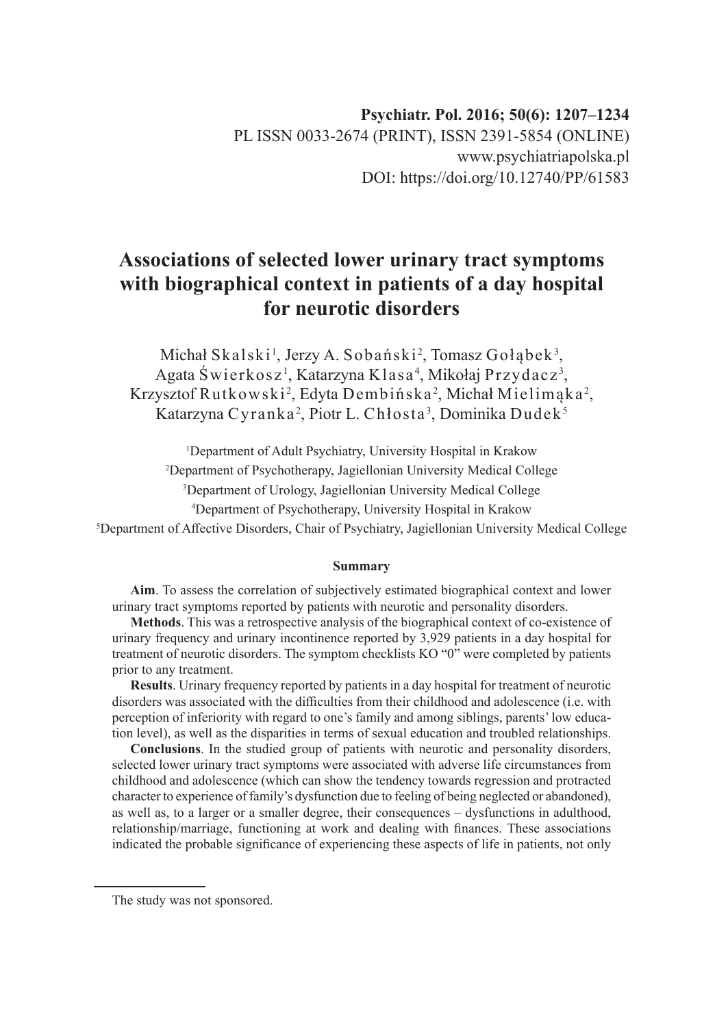**Psychiatr. Pol. 2016; 50(6): 1207–1234**
PL ISSN 0033-2674 (PRINT), ISSN 2391-5854 (ONLINE)
www.psychiatriapolska.pl
DOI: https://doi.org/10.12740/PP/61583

# Associations of selected lower urinary tract symptoms with biographical context in patients of a day hospital for neurotic disorders

Michał Skalski[1], Jerzy A. Sobański[2], Tomasz Gołąbek[3], Agata Świerkosz[1], Katarzyna Klasa[4], Mikołaj Przydacz[3], Krzysztof Rutkowski[2], Edyta Dembińska[2], Michał Mielimąka[2], Katarzyna Cyranka[2], Piotr L. Chłosta[3], Dominika Dudek[5]

[1]Department of Adult Psychiatry, University Hospital in Krakow
[2]Department of Psychotherapy, Jagiellonian University Medical College
[3]Department of Urology, Jagiellonian University Medical College
[4]Department of Psychotherapy, University Hospital in Krakow
[5]Department of Affective Disorders, Chair of Psychiatry, Jagiellonian University Medical College

### Summary

**Aim**. To assess the correlation of subjectively estimated biographical context and lower urinary tract symptoms reported by patients with neurotic and personality disorders.

**Methods**. This was a retrospective analysis of the biographical context of co-existence of urinary frequency and urinary incontinence reported by 3,929 patients in a day hospital for treatment of neurotic disorders. The symptom checklists KO "0" were completed by patients prior to any treatment.

**Results**. Urinary frequency reported by patients in a day hospital for treatment of neurotic disorders was associated with the difficulties from their childhood and adolescence (i.e. with perception of inferiority with regard to one's family and among siblings, parents' low education level), as well as the disparities in terms of sexual education and troubled relationships.

**Conclusions**. In the studied group of patients with neurotic and personality disorders, selected lower urinary tract symptoms were associated with adverse life circumstances from childhood and adolescence (which can show the tendency towards regression and protracted character to experience of family's dysfunction due to feeling of being neglected or abandoned), as well as, to a larger or a smaller degree, their consequences – dysfunctions in adulthood, relationship/marriage, functioning at work and dealing with finances. These associations indicated the probable significance of experiencing these aspects of life in patients, not only

---

The study was not sponsored.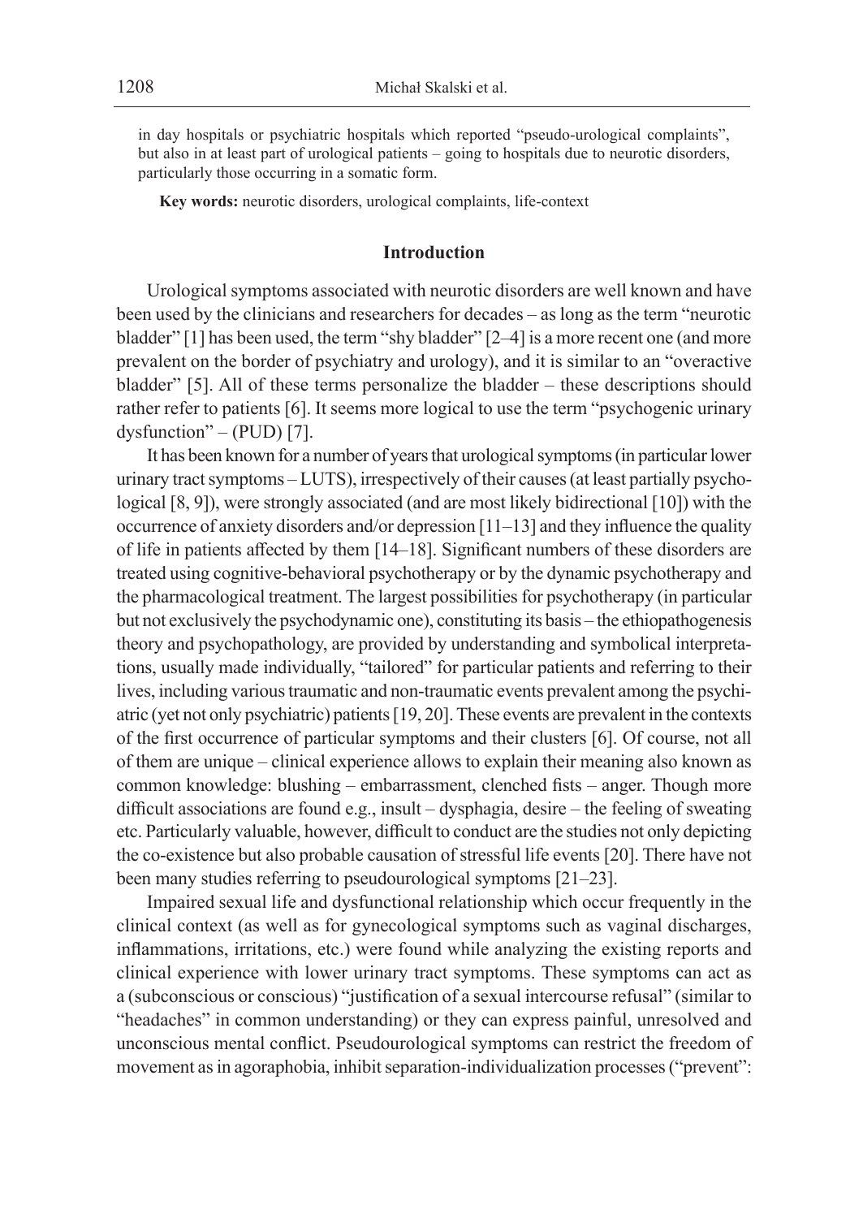in day hospitals or psychiatric hospitals which reported "pseudo-urological complaints", but also in at least part of urological patients – going to hospitals due to neurotic disorders, particularly those occurring in a somatic form.

**Key words:** neurotic disorders, urological complaints, life-context

## Introduction

Urological symptoms associated with neurotic disorders are well known and have been used by the clinicians and researchers for decades – as long as the term "neurotic bladder" [1] has been used, the term "shy bladder" [2–4] is a more recent one (and more prevalent on the border of psychiatry and urology), and it is similar to an "overactive bladder" [5]. All of these terms personalize the bladder – these descriptions should rather refer to patients [6]. It seems more logical to use the term "psychogenic urinary dysfunction" – (PUD) [7].

It has been known for a number of years that urological symptoms (in particular lower urinary tract symptoms – LUTS), irrespectively of their causes (at least partially psychological [8, 9]), were strongly associated (and are most likely bidirectional [10]) with the occurrence of anxiety disorders and/or depression [11–13] and they influence the quality of life in patients affected by them [14–18]. Significant numbers of these disorders are treated using cognitive-behavioral psychotherapy or by the dynamic psychotherapy and the pharmacological treatment. The largest possibilities for psychotherapy (in particular but not exclusively the psychodynamic one), constituting its basis – the ethiopathogenesis theory and psychopathology, are provided by understanding and symbolical interpretations, usually made individually, "tailored" for particular patients and referring to their lives, including various traumatic and non-traumatic events prevalent among the psychiatric (yet not only psychiatric) patients [19, 20]. These events are prevalent in the contexts of the first occurrence of particular symptoms and their clusters [6]. Of course, not all of them are unique – clinical experience allows to explain their meaning also known as common knowledge: blushing – embarrassment, clenched fists – anger. Though more difficult associations are found e.g., insult – dysphagia, desire – the feeling of sweating etc. Particularly valuable, however, difficult to conduct are the studies not only depicting the co-existence but also probable causation of stressful life events [20]. There have not been many studies referring to pseudourological symptoms [21–23].

Impaired sexual life and dysfunctional relationship which occur frequently in the clinical context (as well as for gynecological symptoms such as vaginal discharges, inflammations, irritations, etc.) were found while analyzing the existing reports and clinical experience with lower urinary tract symptoms. These symptoms can act as a (subconscious or conscious) "justification of a sexual intercourse refusal" (similar to "headaches" in common understanding) or they can express painful, unresolved and unconscious mental conflict. Pseudourological symptoms can restrict the freedom of movement as in agoraphobia, inhibit separation-individualization processes ("prevent":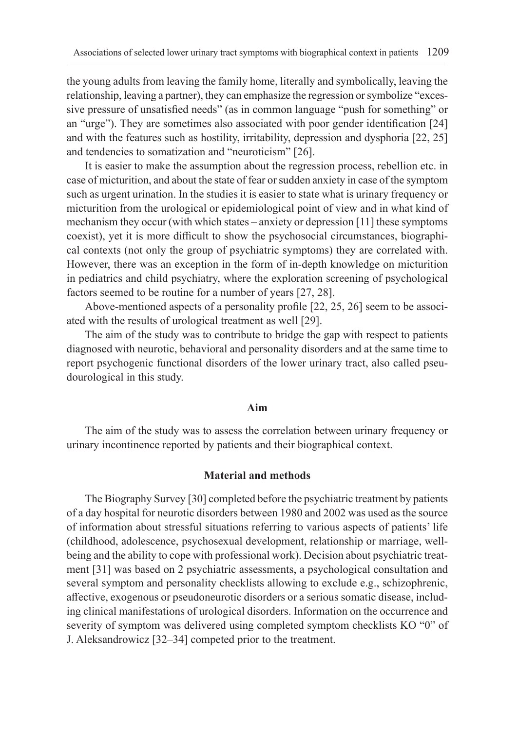the young adults from leaving the family home, literally and symbolically, leaving the relationship, leaving a partner), they can emphasize the regression or symbolize "excessive pressure of unsatisfied needs" (as in common language "push for something" or an "urge"). They are sometimes also associated with poor gender identification [24] and with the features such as hostility, irritability, depression and dysphoria [22, 25] and tendencies to somatization and "neuroticism" [26].

It is easier to make the assumption about the regression process, rebellion etc. in case of micturition, and about the state of fear or sudden anxiety in case of the symptom such as urgent urination. In the studies it is easier to state what is urinary frequency or micturition from the urological or epidemiological point of view and in what kind of mechanism they occur (with which states – anxiety or depression [11] these symptoms coexist), yet it is more difficult to show the psychosocial circumstances, biographical contexts (not only the group of psychiatric symptoms) they are correlated with. However, there was an exception in the form of in-depth knowledge on micturition in pediatrics and child psychiatry, where the exploration screening of psychological factors seemed to be routine for a number of years [27, 28].

Above-mentioned aspects of a personality profile [22, 25, 26] seem to be associated with the results of urological treatment as well [29].

The aim of the study was to contribute to bridge the gap with respect to patients diagnosed with neurotic, behavioral and personality disorders and at the same time to report psychogenic functional disorders of the lower urinary tract, also called pseudourological in this study.

## Aim

The aim of the study was to assess the correlation between urinary frequency or urinary incontinence reported by patients and their biographical context.

## Material and methods

The Biography Survey [30] completed before the psychiatric treatment by patients of a day hospital for neurotic disorders between 1980 and 2002 was used as the source of information about stressful situations referring to various aspects of patients' life (childhood, adolescence, psychosexual development, relationship or marriage, well-being and the ability to cope with professional work). Decision about psychiatric treatment [31] was based on 2 psychiatric assessments, a psychological consultation and several symptom and personality checklists allowing to exclude e.g., schizophrenic, affective, exogenous or pseudoneurotic disorders or a serious somatic disease, including clinical manifestations of urological disorders. Information on the occurrence and severity of symptom was delivered using completed symptom checklists KO "0" of J. Aleksandrowicz [32–34] competed prior to the treatment.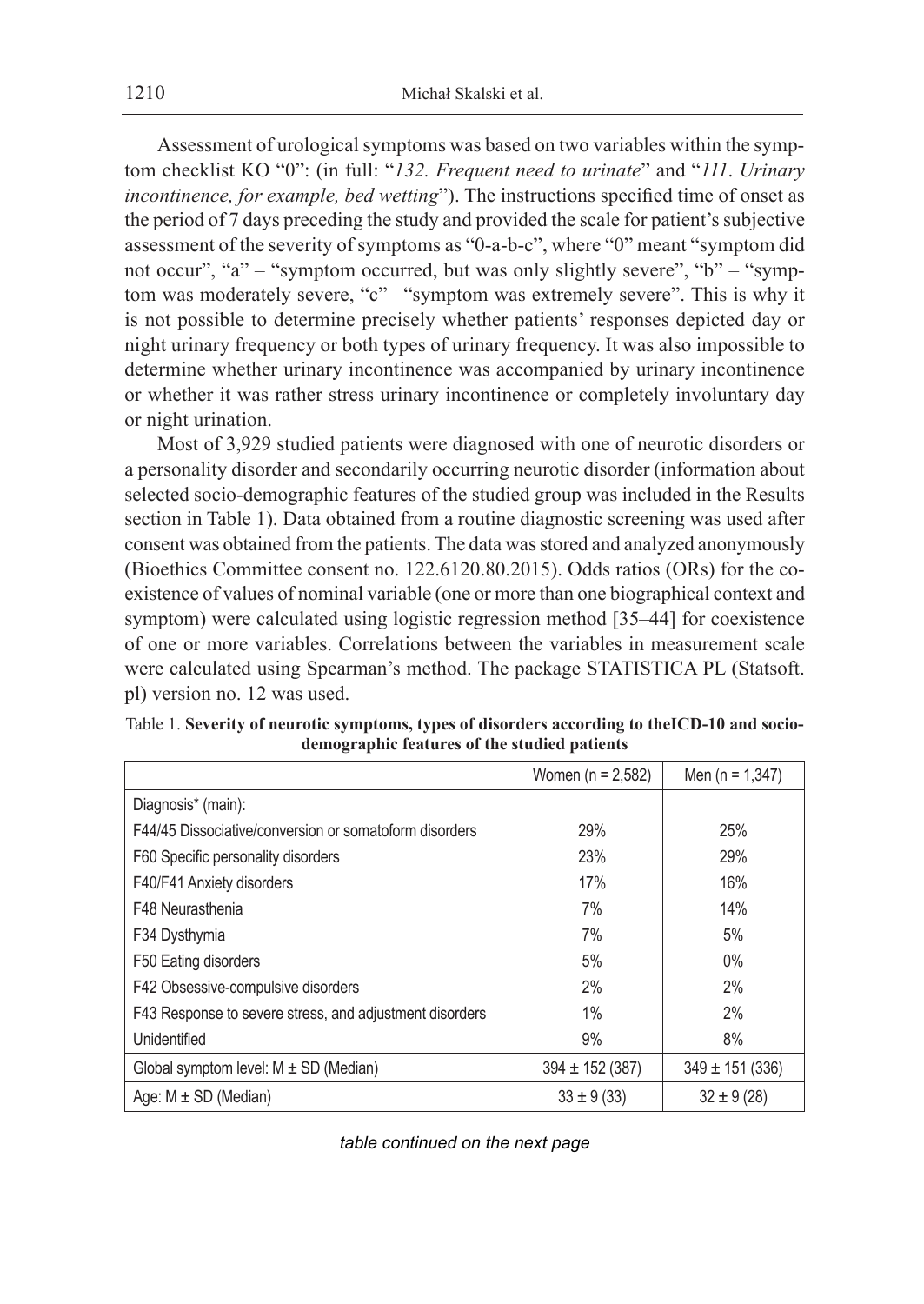Assessment of urological symptoms was based on two variables within the symptom checklist KO "0": (in full: "*132. Frequent need to urinate*" and "*111. Urinary incontinence, for example, bed wetting*"). The instructions specified time of onset as the period of 7 days preceding the study and provided the scale for patient's subjective assessment of the severity of symptoms as "0-a-b-c", where "0" meant "symptom did not occur", "a" – "symptom occurred, but was only slightly severe", "b" – "symptom was moderately severe, "c" –"symptom was extremely severe". This is why it is not possible to determine precisely whether patients' responses depicted day or night urinary frequency or both types of urinary frequency. It was also impossible to determine whether urinary incontinence was accompanied by urinary incontinence or whether it was rather stress urinary incontinence or completely involuntary day or night urination.

Most of 3,929 studied patients were diagnosed with one of neurotic disorders or a personality disorder and secondarily occurring neurotic disorder (information about selected socio-demographic features of the studied group was included in the Results section in Table 1). Data obtained from a routine diagnostic screening was used after consent was obtained from the patients. The data was stored and analyzed anonymously (Bioethics Committee consent no. 122.6120.80.2015). Odds ratios (ORs) for the coexistence of values of nominal variable (one or more than one biographical context and symptom) were calculated using logistic regression method [35–44] for coexistence of one or more variables. Correlations between the variables in measurement scale were calculated using Spearman's method. The package STATISTICA PL (Statsoft.pl) version no. 12 was used.

Table 1. **Severity of neurotic symptoms, types of disorders according to theICD-10 and socio-demographic features of the studied patients**

| | Women (n = 2,582) | Men (n = 1,347) |
|---|---|---|
| Diagnosis* (main): | | |
| F44/45 Dissociative/conversion or somatoform disorders | 29% | 25% |
| F60 Specific personality disorders | 23% | 29% |
| F40/F41 Anxiety disorders | 17% | 16% |
| F48 Neurasthenia | 7% | 14% |
| F34 Dysthymia | 7% | 5% |
| F50 Eating disorders | 5% | 0% |
| F42 Obsessive-compulsive disorders | 2% | 2% |
| F43 Response to severe stress, and adjustment disorders | 1% | 2% |
| Unidentified | 9% | 8% |
| Global symptom level: M ± SD (Median) | 394 ± 152 (387) | 349 ± 151 (336) |
| Age: M ± SD (Median) | 33 ± 9 (33) | 32 ± 9 (28) |

*table continued on the next page*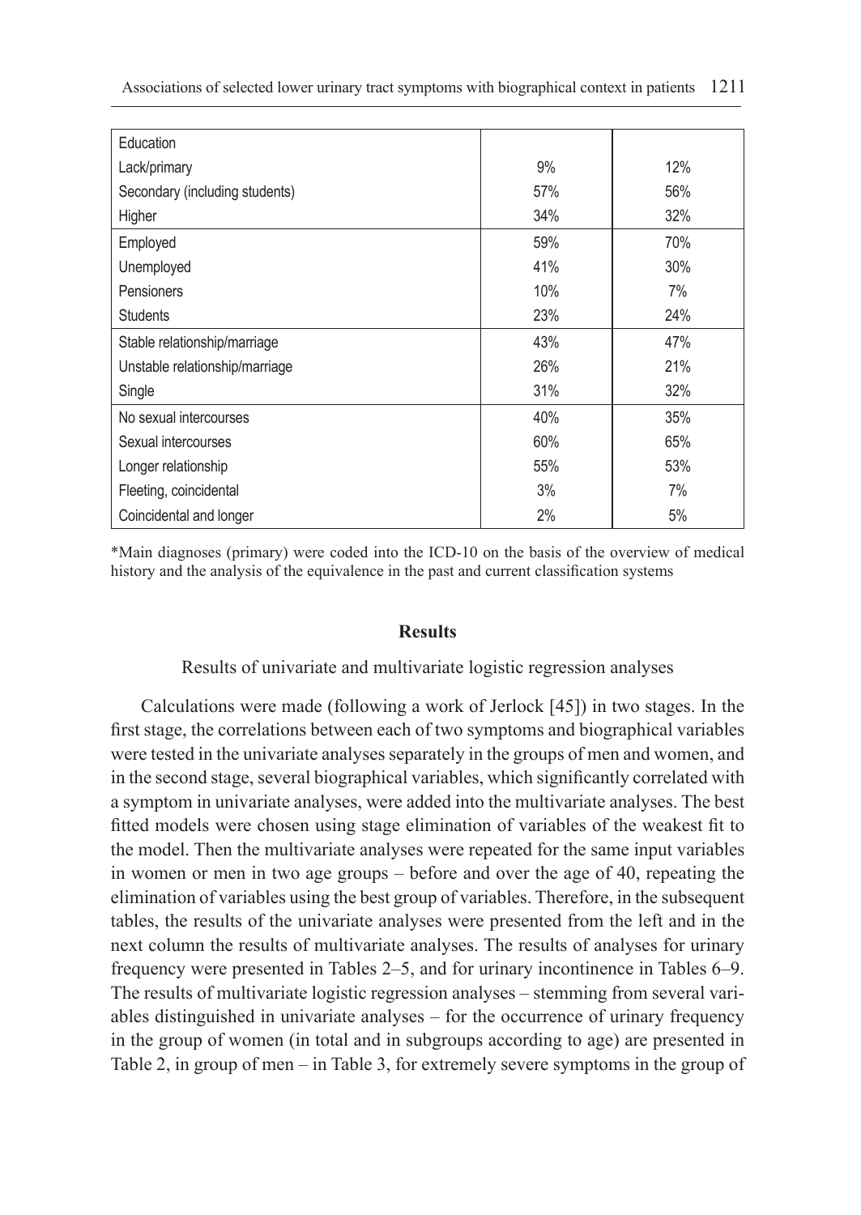| | | |
|---|---|---|
| Education | | |
| Lack/primary | 9% | 12% |
| Secondary (including students) | 57% | 56% |
| Higher | 34% | 32% |
| Employed | 59% | 70% |
| Unemployed | 41% | 30% |
| Pensioners | 10% | 7% |
| Students | 23% | 24% |
| Stable relationship/marriage | 43% | 47% |
| Unstable relationship/marriage | 26% | 21% |
| Single | 31% | 32% |
| No sexual intercourses | 40% | 35% |
| Sexual intercourses | 60% | 65% |
| Longer relationship | 55% | 53% |
| Fleeting, coincidental | 3% | 7% |
| Coincidental and longer | 2% | 5% |

*Main diagnoses (primary) were coded into the ICD-10 on the basis of the overview of medical history and the analysis of the equivalence in the past and current classification systems

## Results

### Results of univariate and multivariate logistic regression analyses

Calculations were made (following a work of Jerlock [45]) in two stages. In the first stage, the correlations between each of two symptoms and biographical variables were tested in the univariate analyses separately in the groups of men and women, and in the second stage, several biographical variables, which significantly correlated with a symptom in univariate analyses, were added into the multivariate analyses. The best fitted models were chosen using stage elimination of variables of the weakest fit to the model. Then the multivariate analyses were repeated for the same input variables in women or men in two age groups – before and over the age of 40, repeating the elimination of variables using the best group of variables. Therefore, in the subsequent tables, the results of the univariate analyses were presented from the left and in the next column the results of multivariate analyses. The results of analyses for urinary frequency were presented in Tables 2–5, and for urinary incontinence in Tables 6–9. The results of multivariate logistic regression analyses – stemming from several variables distinguished in univariate analyses – for the occurrence of urinary frequency in the group of women (in total and in subgroups according to age) are presented in Table 2, in group of men – in Table 3, for extremely severe symptoms in the group of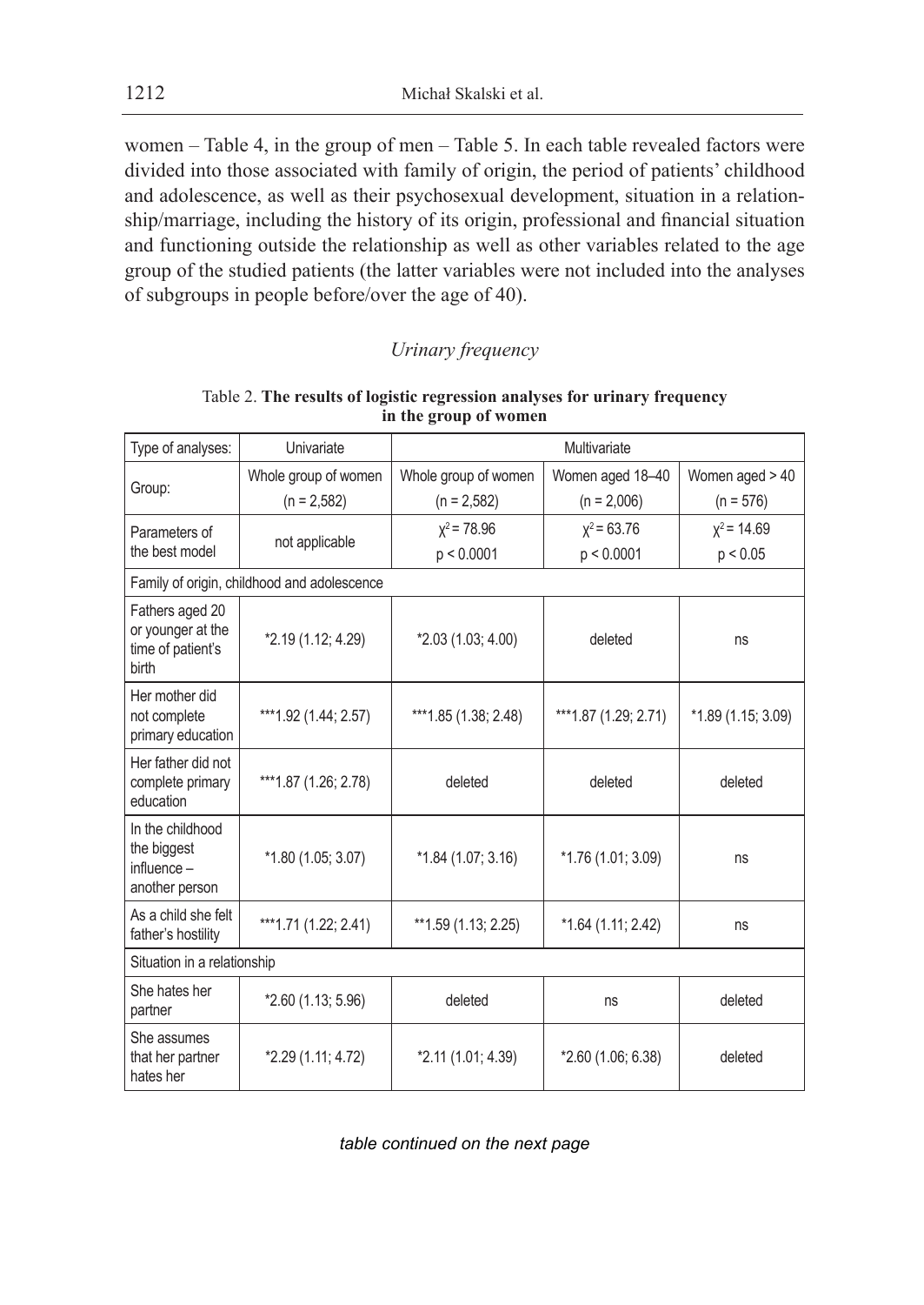women – Table 4, in the group of men – Table 5. In each table revealed factors were divided into those associated with family of origin, the period of patients' childhood and adolescence, as well as their psychosexual development, situation in a relationship/marriage, including the history of its origin, professional and financial situation and functioning outside the relationship as well as other variables related to the age group of the studied patients (the latter variables were not included into the analyses of subgroups in people before/over the age of 40).

### *Urinary frequency*

Table 2. **The results of logistic regression analyses for urinary frequency in the group of women**

| Type of analyses: | Univariate | Multivariate | | |
|---|---|---|---|---|
| Group: | Whole group of women (n = 2,582) | Whole group of women (n = 2,582) | Women aged 18–40 (n = 2,006) | Women aged > 40 (n = 576) |
| Parameters of the best model | not applicable | $\chi^2 = 78.96$ $p < 0.0001$ | $\chi^2 = 63.76$ $p < 0.0001$ | $\chi^2 = 14.69$ $p < 0.05$ |
| Family of origin, childhood and adolescence | | | | |
| Fathers aged 20 or younger at the time of patient's birth | *2.19 (1.12; 4.29) | *2.03 (1.03; 4.00) | deleted | ns |
| Her mother did not complete primary education | ***1.92 (1.44; 2.57) | ***1.85 (1.38; 2.48) | ***1.87 (1.29; 2.71) | *1.89 (1.15; 3.09) |
| Her father did not complete primary education | ***1.87 (1.26; 2.78) | deleted | deleted | deleted |
| In the childhood the biggest influence – another person | *1.80 (1.05; 3.07) | *1.84 (1.07; 3.16) | *1.76 (1.01; 3.09) | ns |
| As a child she felt father's hostility | ***1.71 (1.22; 2.41) | **1.59 (1.13; 2.25) | *1.64 (1.11; 2.42) | ns |
| Situation in a relationship | | | | |
| She hates her partner | *2.60 (1.13; 5.96) | deleted | ns | deleted |
| She assumes that her partner hates her | *2.29 (1.11; 4.72) | *2.11 (1.01; 4.39) | *2.60 (1.06; 6.38) | deleted |

*table continued on the next page*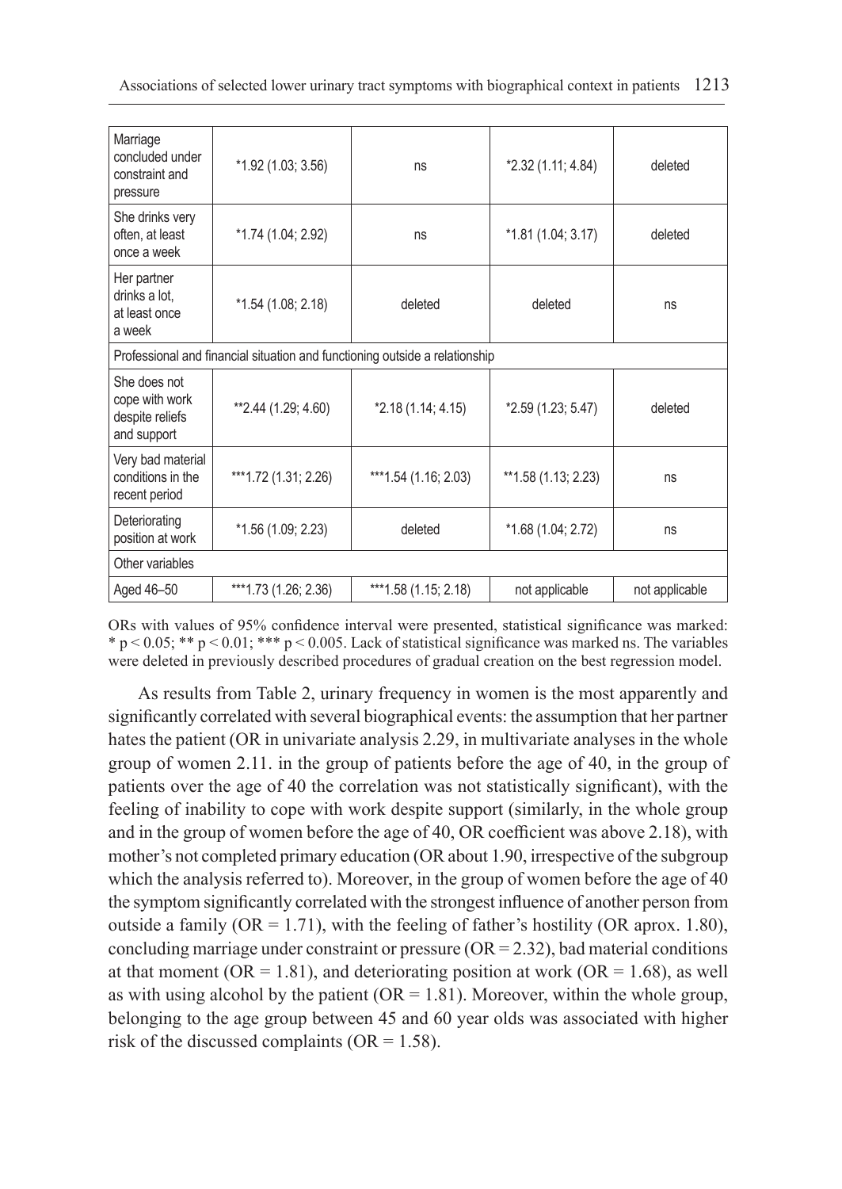| | | | | |
|---|---|---|---|---|
| Marriage concluded under constraint and pressure | *1.92 (1.03; 3.56) | ns | *2.32 (1.11; 4.84) | deleted |
| She drinks very often, at least once a week | *1.74 (1.04; 2.92) | ns | *1.81 (1.04; 3.17) | deleted |
| Her partner drinks a lot, at least once a week | *1.54 (1.08; 2.18) | deleted | deleted | ns |
| Professional and financial situation and functioning outside a relationship | | | | |
| She does not cope with work despite reliefs and support | **2.44 (1.29; 4.60) | *2.18 (1.14; 4.15) | *2.59 (1.23; 5.47) | deleted |
| Very bad material conditions in the recent period | ***1.72 (1.31; 2.26) | ***1.54 (1.16; 2.03) | **1.58 (1.13; 2.23) | ns |
| Deteriorating position at work | *1.56 (1.09; 2.23) | deleted | *1.68 (1.04; 2.72) | ns |
| Other variables | | | | |
| Aged 46–50 | ***1.73 (1.26; 2.36) | ***1.58 (1.15; 2.18) | not applicable | not applicable |

ORs with values of 95% confidence interval were presented, statistical significance was marked: * $p < 0.05$; ** $p < 0.01$; *** $p < 0.005$. Lack of statistical significance was marked ns. The variables were deleted in previously described procedures of gradual creation on the best regression model.

As results from Table 2, urinary frequency in women is the most apparently and significantly correlated with several biographical events: the assumption that her partner hates the patient (OR in univariate analysis 2.29, in multivariate analyses in the whole group of women 2.11. in the group of patients before the age of 40, in the group of patients over the age of 40 the correlation was not statistically significant), with the feeling of inability to cope with work despite support (similarly, in the whole group and in the group of women before the age of 40, OR coefficient was above 2.18), with mother's not completed primary education (OR about 1.90, irrespective of the subgroup which the analysis referred to). Moreover, in the group of women before the age of 40 the symptom significantly correlated with the strongest influence of another person from outside a family (OR = 1.71), with the feeling of father's hostility (OR aprox. 1.80), concluding marriage under constraint or pressure (OR = 2.32), bad material conditions at that moment (OR = 1.81), and deteriorating position at work (OR = 1.68), as well as with using alcohol by the patient (OR = 1.81). Moreover, within the whole group, belonging to the age group between 45 and 60 year olds was associated with higher risk of the discussed complaints (OR = 1.58).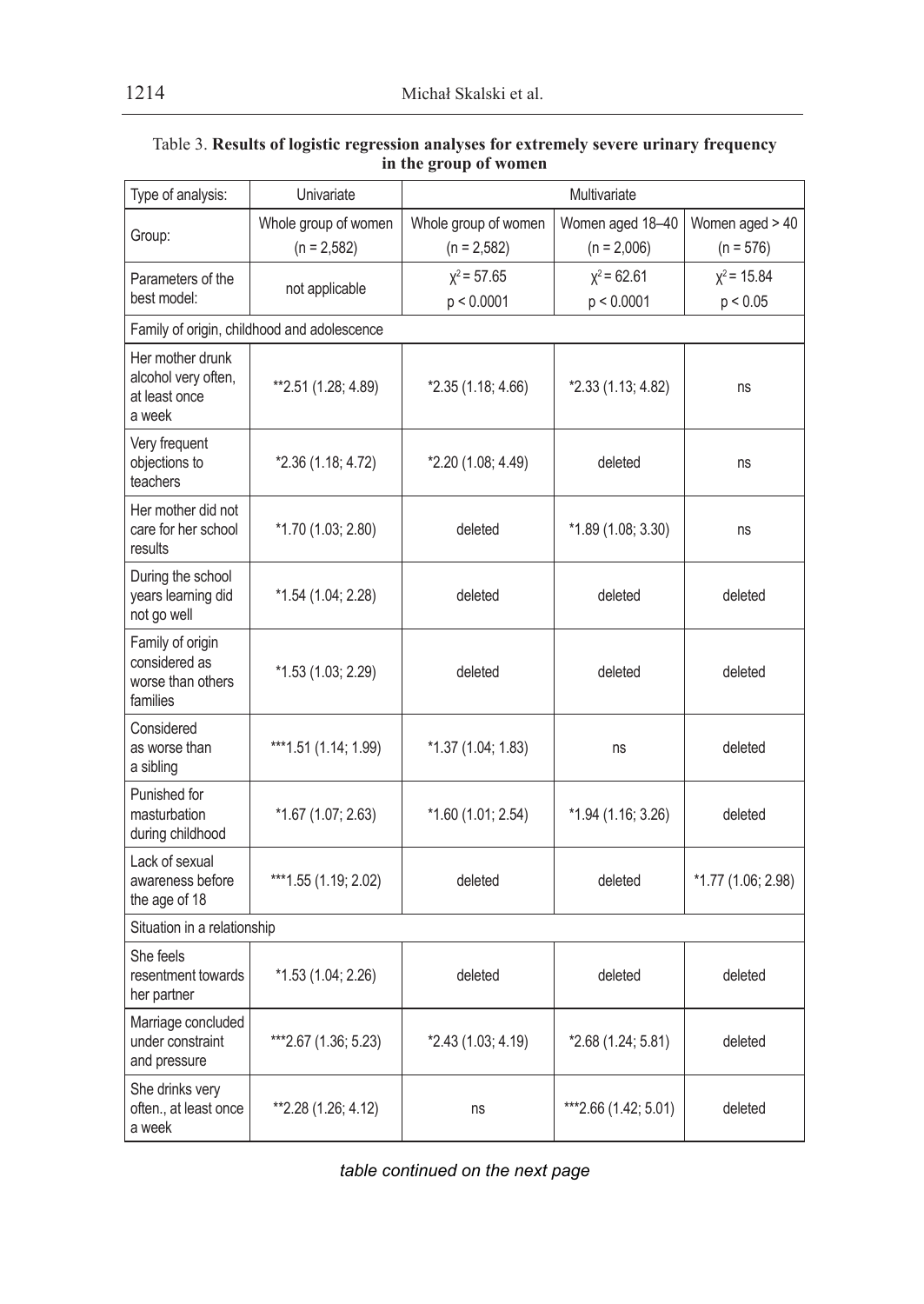Table 3. **Results of logistic regression analyses for extremely severe urinary frequency in the group of women**

| Type of analysis: | Univariate | Multivariate | | |
|---|---|---|---|---|
| Group: | Whole group of women (n = 2,582) | Whole group of women (n = 2,582) | Women aged 18–40 (n = 2,006) | Women aged > 40 (n = 576) |
| Parameters of the best model: | not applicable | $\chi^2 = 57.65$ $p < 0.0001$ | $\chi^2 = 62.61$ $p < 0.0001$ | $\chi^2 = 15.84$ $p < 0.05$ |
| Family of origin, childhood and adolescence | | | | |
| Her mother drunk alcohol very often, at least once a week | **2.51 (1.28; 4.89) | *2.35 (1.18; 4.66) | *2.33 (1.13; 4.82) | ns |
| Very frequent objections to teachers | *2.36 (1.18; 4.72) | *2.20 (1.08; 4.49) | deleted | ns |
| Her mother did not care for her school results | *1.70 (1.03; 2.80) | deleted | *1.89 (1.08; 3.30) | ns |
| During the school years learning did not go well | *1.54 (1.04; 2.28) | deleted | deleted | deleted |
| Family of origin considered as worse than others families | *1.53 (1.03; 2.29) | deleted | deleted | deleted |
| Considered as worse than a sibling | ***1.51 (1.14; 1.99) | *1.37 (1.04; 1.83) | ns | deleted |
| Punished for masturbation during childhood | *1.67 (1.07; 2.63) | *1.60 (1.01; 2.54) | *1.94 (1.16; 3.26) | deleted |
| Lack of sexual awareness before the age of 18 | ***1.55 (1.19; 2.02) | deleted | deleted | *1.77 (1.06; 2.98) |
| Situation in a relationship | | | | |
| She feels resentment towards her partner | *1.53 (1.04; 2.26) | deleted | deleted | deleted |
| Marriage concluded under constraint and pressure | ***2.67 (1.36; 5.23) | *2.43 (1.03; 4.19) | *2.68 (1.24; 5.81) | deleted |
| She drinks very often., at least once a week | **2.28 (1.26; 4.12) | ns | ***2.66 (1.42; 5.01) | deleted |

*table continued on the next page*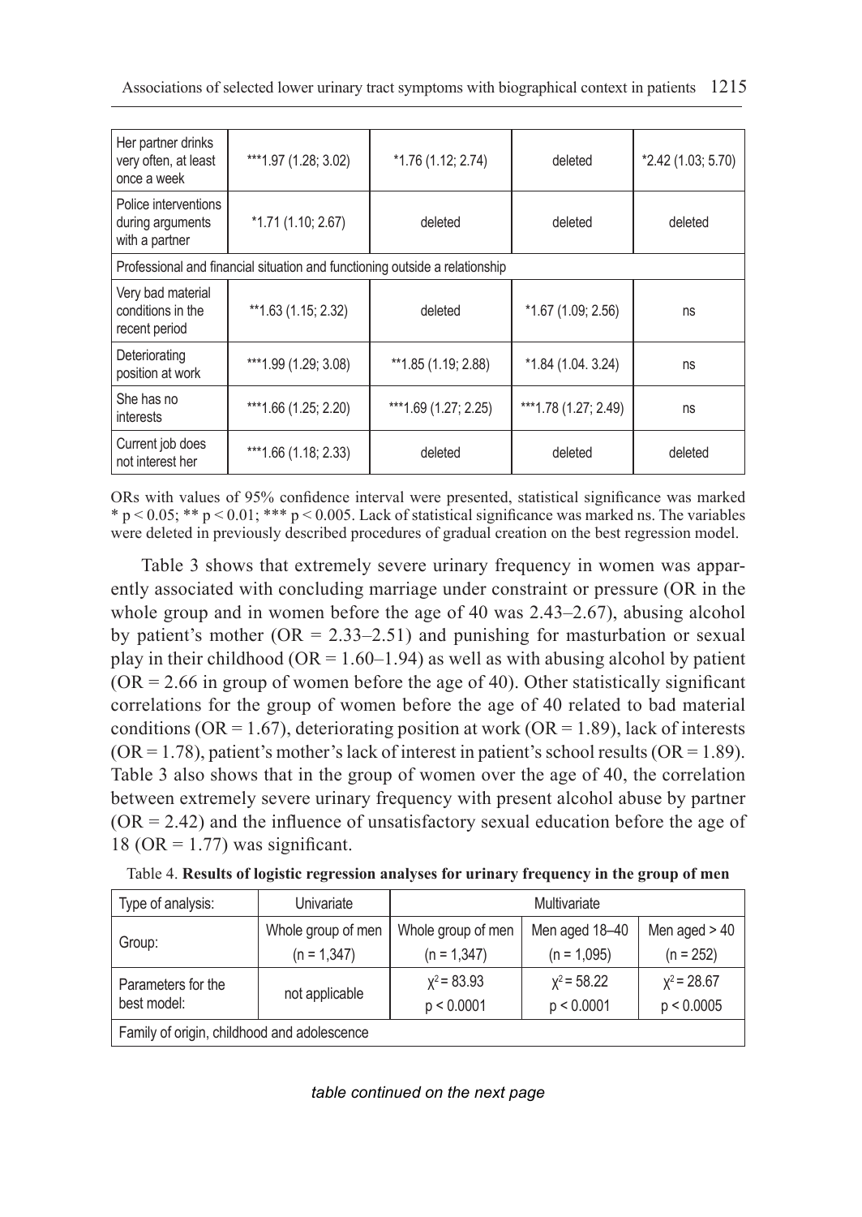| Her partner drinks very often, at least once a week | ***1.97 (1.28; 3.02) | *1.76 (1.12; 2.74) | deleted | *2.42 (1.03; 5.70) |
|---|---|---|---|---|
| Police interventions during arguments with a partner | *1.71 (1.10; 2.67) | deleted | deleted | deleted |
| Professional and financial situation and functioning outside a relationship | | | | |
| Very bad material conditions in the recent period | **1.63 (1.15; 2.32) | deleted | *1.67 (1.09; 2.56) | ns |
| Deteriorating position at work | ***1.99 (1.29; 3.08) | **1.85 (1.19; 2.88) | *1.84 (1.04. 3.24) | ns |
| She has no interests | ***1.66 (1.25; 2.20) | ***1.69 (1.27; 2.25) | ***1.78 (1.27; 2.49) | ns |
| Current job does not interest her | ***1.66 (1.18; 2.33) | deleted | deleted | deleted |

ORs with values of 95% confidence interval were presented, statistical significance was marked * $p < 0.05$; ** $p < 0.01$; *** $p < 0.005$. Lack of statistical significance was marked ns. The variables were deleted in previously described procedures of gradual creation on the best regression model.

Table 3 shows that extremely severe urinary frequency in women was apparently associated with concluding marriage under constraint or pressure (OR in the whole group and in women before the age of 40 was 2.43–2.67), abusing alcohol by patient's mother (OR = 2.33–2.51) and punishing for masturbation or sexual play in their childhood (OR = 1.60–1.94) as well as with abusing alcohol by patient (OR = 2.66 in group of women before the age of 40). Other statistically significant correlations for the group of women before the age of 40 related to bad material conditions (OR = 1.67), deteriorating position at work (OR = 1.89), lack of interests (OR = 1.78), patient's mother's lack of interest in patient's school results (OR = 1.89). Table 3 also shows that in the group of women over the age of 40, the correlation between extremely severe urinary frequency with present alcohol abuse by partner (OR = 2.42) and the influence of unsatisfactory sexual education before the age of 18 (OR = 1.77) was significant.

Table 4. **Results of logistic regression analyses for urinary frequency in the group of men**

| Type of analysis: | Univariate | Multivariate | | |
|---|---|---|---|---|
| Group: | Whole group of men (n = 1,347) | Whole group of men (n = 1,347) | Men aged 18–40 (n = 1,095) | Men aged > 40 (n = 252) |
| Parameters for the best model: | not applicable | $\chi^2 = 83.93$ $p < 0.0001$ | $\chi^2 = 58.22$ $p < 0.0001$ | $\chi^2 = 28.67$ $p < 0.0005$ |
| Family of origin, childhood and adolescence | | | | |

*table continued on the next page*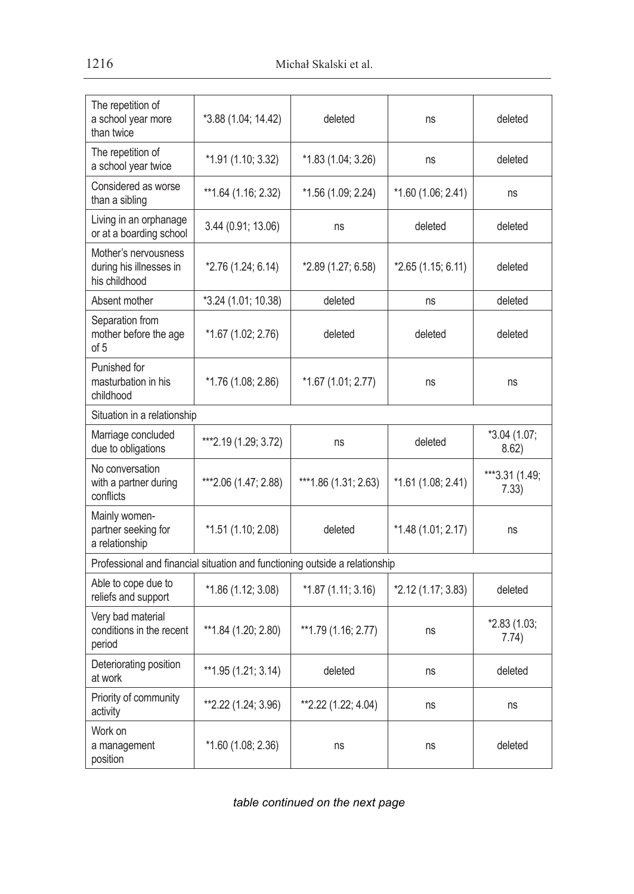| | | | | |
|---|---|---|---|---|
| The repetition of a school year more than twice | *3.88 (1.04; 14.42) | deleted | ns | deleted |
| The repetition of a school year twice | *1.91 (1.10; 3.32) | *1.83 (1.04; 3.26) | ns | deleted |
| Considered as worse than a sibling | **1.64 (1.16; 2.32) | *1.56 (1.09; 2.24) | *1.60 (1.06; 2.41) | ns |
| Living in an orphanage or at a boarding school | 3.44 (0.91; 13.06) | ns | deleted | deleted |
| Mother's nervousness during his illnesses in his childhood | *2.76 (1.24; 6.14) | *2.89 (1.27; 6.58) | *2.65 (1.15; 6.11) | deleted |
| Absent mother | *3.24 (1.01; 10.38) | deleted | ns | deleted |
| Separation from mother before the age of 5 | *1.67 (1.02; 2.76) | deleted | deleted | deleted |
| Punished for masturbation in his childhood | *1.76 (1.08; 2.86) | *1.67 (1.01; 2.77) | ns | ns |
| Situation in a relationship | | | | |
| Marriage concluded due to obligations | ***2.19 (1.29; 3.72) | ns | deleted | *3.04 (1.07; 8.62) |
| No conversation with a partner during conflicts | ***2.06 (1.47; 2.88) | ***1.86 (1.31; 2.63) | *1.61 (1.08; 2.41) | ***3.31 (1.49; 7.33) |
| Mainly women-partner seeking for a relationship | *1.51 (1.10; 2.08) | deleted | *1.48 (1.01; 2.17) | ns |
| Professional and financial situation and functioning outside a relationship | | | | |
| Able to cope due to reliefs and support | *1.86 (1.12; 3.08) | *1.87 (1.11; 3.16) | *2.12 (1.17; 3.83) | deleted |
| Very bad material conditions in the recent period | **1.84 (1.20; 2.80) | **1.79 (1.16; 2.77) | ns | *2.83 (1.03; 7.74) |
| Deteriorating position at work | **1.95 (1.21; 3.14) | deleted | ns | deleted |
| Priority of community activity | **2.22 (1.24; 3.96) | **2.22 (1.22; 4.04) | ns | ns |
| Work on a management position | *1.60 (1.08; 2.36) | ns | ns | deleted |

*table continued on the next page*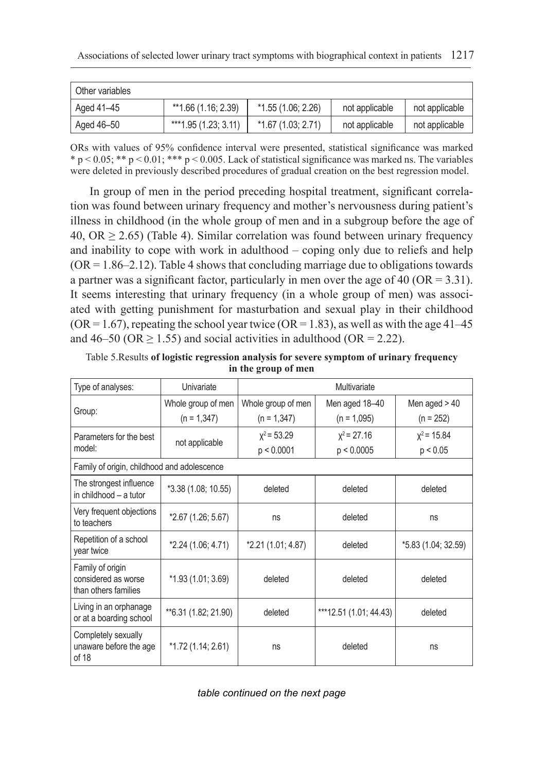| Other variables | | | | |
|---|---|---|---|---|
| Aged 41–45 | **1.66 (1.16; 2.39) | *1.55 (1.06; 2.26) | not applicable | not applicable |
| Aged 46–50 | ***1.95 (1.23; 3.11) | *1.67 (1.03; 2.71) | not applicable | not applicable |

ORs with values of 95% confidence interval were presented, statistical significance was marked * $p < 0.05$; ** $p < 0.01$; *** $p < 0.005$. Lack of statistical significance was marked ns. The variables were deleted in previously described procedures of gradual creation on the best regression model.

In group of men in the period preceding hospital treatment, significant correlation was found between urinary frequency and mother's nervousness during patient's illness in childhood (in the whole group of men and in a subgroup before the age of 40, OR ≥ 2.65) (Table 4). Similar correlation was found between urinary frequency and inability to cope with work in adulthood – coping only due to reliefs and help (OR = 1.86–2.12). Table 4 shows that concluding marriage due to obligations towards a partner was a significant factor, particularly in men over the age of 40 (OR = 3.31). It seems interesting that urinary frequency (in a whole group of men) was associated with getting punishment for masturbation and sexual play in their childhood (OR = 1.67), repeating the school year twice (OR = 1.83), as well as with the age 41–45 and 46–50 (OR ≥ 1.55) and social activities in adulthood (OR = 2.22).

Table 5.Results **of logistic regression analysis for severe symptom of urinary frequency in the group of men**

| Type of analyses: | Univariate | Multivariate | | |
|---|---|---|---|---|
| Group: | Whole group of men (n = 1,347) | Whole group of men (n = 1,347) | Men aged 18–40 (n = 1,095) | Men aged > 40 (n = 252) |
| Parameters for the best model: | not applicable | $\chi^2 = 53.29$ $p < 0.0001$ | $\chi^2 = 27.16$ $p < 0.0005$ | $\chi^2 = 15.84$ $p < 0.05$ |
| Family of origin, childhood and adolescence | | | | |
| The strongest influence in childhood – a tutor | *3.38 (1.08; 10.55) | deleted | deleted | deleted |
| Very frequent objections to teachers | *2.67 (1.26; 5.67) | ns | deleted | ns |
| Repetition of a school year twice | *2.24 (1.06; 4.71) | *2.21 (1.01; 4.87) | deleted | *5.83 (1.04; 32.59) |
| Family of origin considered as worse than others families | *1.93 (1.01; 3.69) | deleted | deleted | deleted |
| Living in an orphanage or at a boarding school | **6.31 (1.82; 21.90) | deleted | ***12.51 (1.01; 44.43) | deleted |
| Completely sexually unaware before the age of 18 | *1.72 (1.14; 2.61) | ns | deleted | ns |

*table continued on the next page*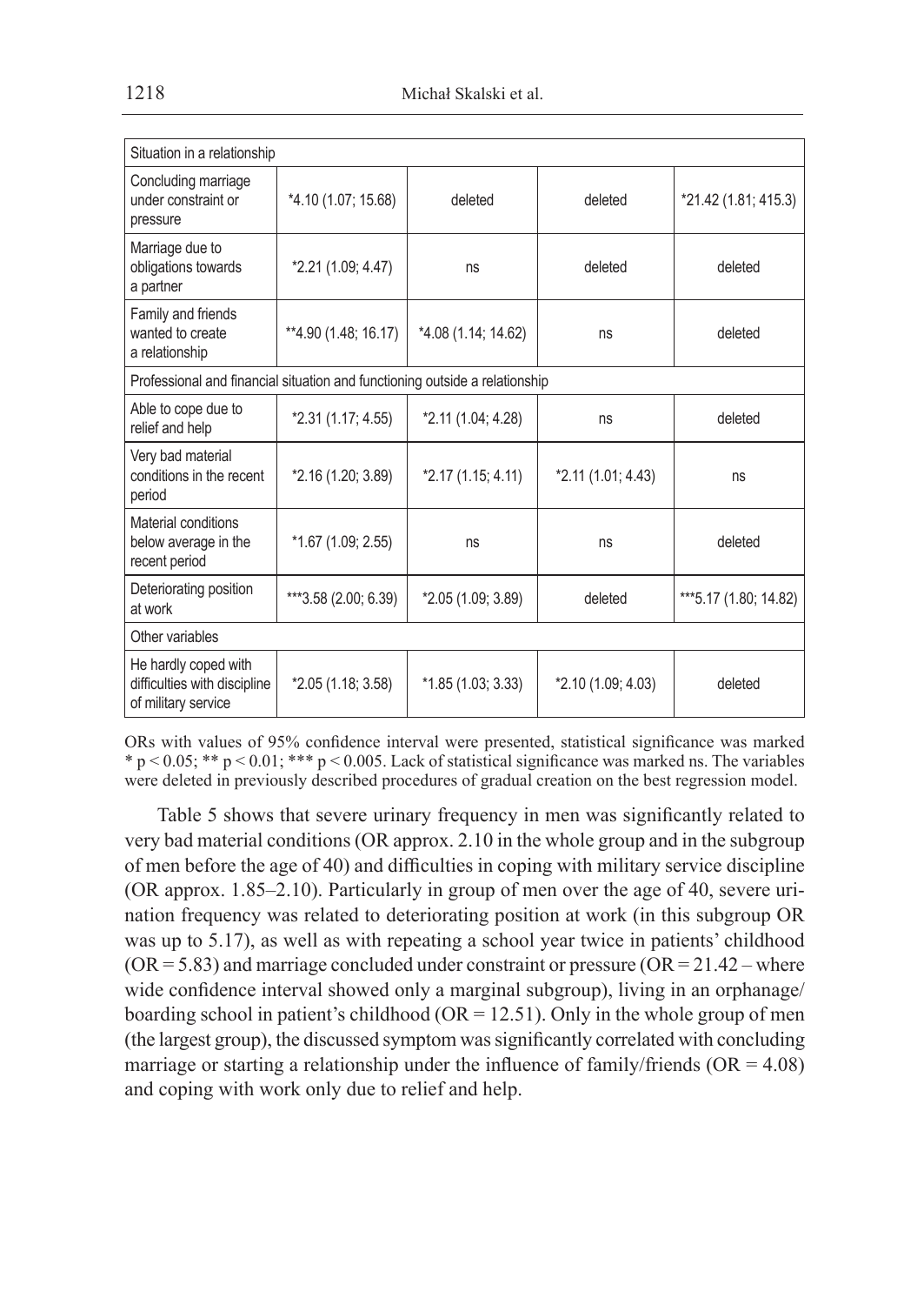| | | | | |
|---|---|---|---|---|
| Situation in a relationship | | | | |
| Concluding marriage under constraint or pressure | *4.10 (1.07; 15.68) | deleted | deleted | *21.42 (1.81; 415.3) |
| Marriage due to obligations towards a partner | *2.21 (1.09; 4.47) | ns | deleted | deleted |
| Family and friends wanted to create a relationship | **4.90 (1.48; 16.17) | *4.08 (1.14; 14.62) | ns | deleted |
| Professional and financial situation and functioning outside a relationship | | | | |
| Able to cope due to relief and help | *2.31 (1.17; 4.55) | *2.11 (1.04; 4.28) | ns | deleted |
| Very bad material conditions in the recent period | *2.16 (1.20; 3.89) | *2.17 (1.15; 4.11) | *2.11 (1.01; 4.43) | ns |
| Material conditions below average in the recent period | *1.67 (1.09; 2.55) | ns | ns | deleted |
| Deteriorating position at work | ***3.58 (2.00; 6.39) | *2.05 (1.09; 3.89) | deleted | ***5.17 (1.80; 14.82) |
| Other variables | | | | |
| He hardly coped with difficulties with discipline of military service | *2.05 (1.18; 3.58) | *1.85 (1.03; 3.33) | *2.10 (1.09; 4.03) | deleted |

ORs with values of 95% confidence interval were presented, statistical significance was marked * $p < 0.05$; ** $p < 0.01$; *** $p < 0.005$. Lack of statistical significance was marked ns. The variables were deleted in previously described procedures of gradual creation on the best regression model.

Table 5 shows that severe urinary frequency in men was significantly related to very bad material conditions (OR approx. 2.10 in the whole group and in the subgroup of men before the age of 40) and difficulties in coping with military service discipline (OR approx. 1.85–2.10). Particularly in group of men over the age of 40, severe urination frequency was related to deteriorating position at work (in this subgroup OR was up to 5.17), as well as with repeating a school year twice in patients' childhood (OR = 5.83) and marriage concluded under constraint or pressure (OR = 21.42 – where wide confidence interval showed only a marginal subgroup), living in an orphanage/boarding school in patient's childhood (OR = 12.51). Only in the whole group of men (the largest group), the discussed symptom was significantly correlated with concluding marriage or starting a relationship under the influence of family/friends (OR = 4.08) and coping with work only due to relief and help.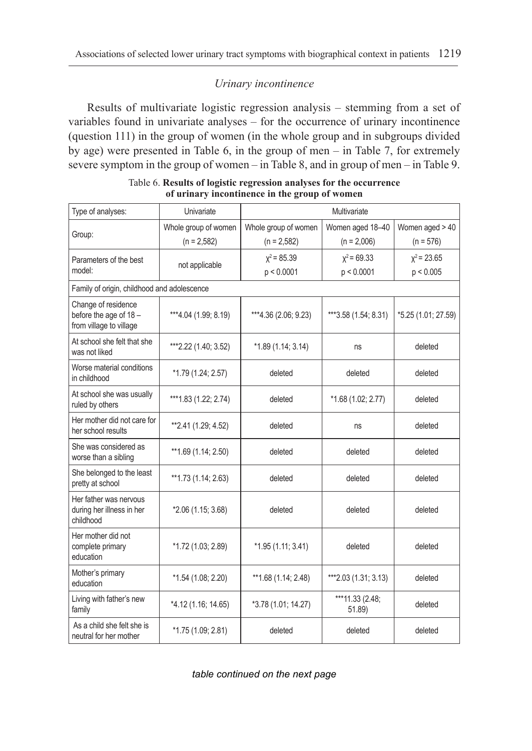*Urinary incontinence*

Results of multivariate logistic regression analysis – stemming from a set of variables found in univariate analyses – for the occurrence of urinary incontinence (question 111) in the group of women (in the whole group and in subgroups divided by age) were presented in Table 6, in the group of men – in Table 7, for extremely severe symptom in the group of women – in Table 8, and in group of men – in Table 9.

Table 6. **Results of logistic regression analyses for the occurrence of urinary incontinence in the group of women**

| Type of analyses: | Univariate | Multivariate | | |
|---|---|---|---|---|
| Group: | Whole group of women (n = 2,582) | Whole group of women (n = 2,582) | Women aged 18–40 (n = 2,006) | Women aged > 40 (n = 576) |
| Parameters of the best model: | not applicable | $\chi^2 = 85.39$ $p < 0.0001$ | $\chi^2 = 69.33$ $p < 0.0001$ | $\chi^2 = 23.65$ $p < 0.005$ |
| Family of origin, childhood and adolescence | | | | |
| Change of residence before the age of 18 – from village to village | ***4.04 (1.99; 8.19) | ***4.36 (2.06; 9.23) | ***3.58 (1.54; 8.31) | *5.25 (1.01; 27.59) |
| At school she felt that she was not liked | ***2.22 (1.40; 3.52) | *1.89 (1.14; 3.14) | ns | deleted |
| Worse material conditions in childhood | *1.79 (1.24; 2.57) | deleted | deleted | deleted |
| At school she was usually ruled by others | ***1.83 (1.22; 2.74) | deleted | *1.68 (1.02; 2.77) | deleted |
| Her mother did not care for her school results | **2.41 (1.29; 4.52) | deleted | ns | deleted |
| She was considered as worse than a sibling | **1.69 (1.14; 2.50) | deleted | deleted | deleted |
| She belonged to the least pretty at school | **1.73 (1.14; 2.63) | deleted | deleted | deleted |
| Her father was nervous during her illness in her childhood | *2.06 (1.15; 3.68) | deleted | deleted | deleted |
| Her mother did not complete primary education | *1.72 (1.03; 2.89) | *1.95 (1.11; 3.41) | deleted | deleted |
| Mother's primary education | *1.54 (1.08; 2.20) | **1.68 (1.14; 2.48) | ***2.03 (1.31; 3.13) | deleted |
| Living with father's new family | *4.12 (1.16; 14.65) | *3.78 (1.01; 14.27) | ***11.33 (2.48; 51.89) | deleted |
| As a child she felt she is neutral for her mother | *1.75 (1.09; 2.81) | deleted | deleted | deleted |

*table continued on the next page*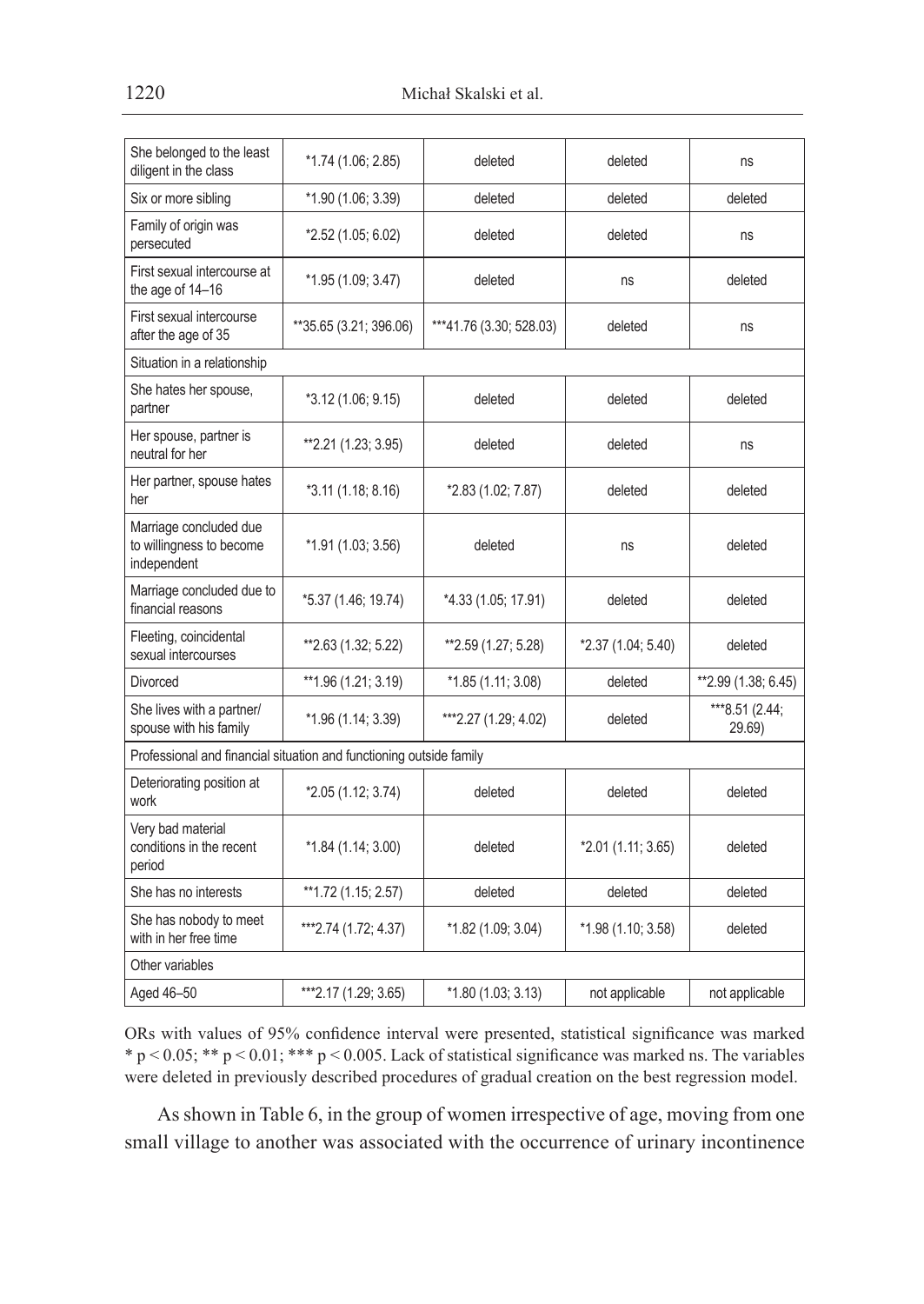| She belonged to the least diligent in the class | *1.74 (1.06; 2.85) | deleted | deleted | ns |
|---|---|---|---|---|
| Six or more sibling | *1.90 (1.06; 3.39) | deleted | deleted | deleted |
| Family of origin was persecuted | *2.52 (1.05; 6.02) | deleted | deleted | ns |
| First sexual intercourse at the age of 14–16 | *1.95 (1.09; 3.47) | deleted | ns | deleted |
| First sexual intercourse after the age of 35 | **35.65 (3.21; 396.06) | ***41.76 (3.30; 528.03) | deleted | ns |
| Situation in a relationship | | | | |
| She hates her spouse, partner | *3.12 (1.06; 9.15) | deleted | deleted | deleted |
| Her spouse, partner is neutral for her | **2.21 (1.23; 3.95) | deleted | deleted | ns |
| Her partner, spouse hates her | *3.11 (1.18; 8.16) | *2.83 (1.02; 7.87) | deleted | deleted |
| Marriage concluded due to willingness to become independent | *1.91 (1.03; 3.56) | deleted | ns | deleted |
| Marriage concluded due to financial reasons | *5.37 (1.46; 19.74) | *4.33 (1.05; 17.91) | deleted | deleted |
| Fleeting, coincidental sexual intercourses | **2.63 (1.32; 5.22) | **2.59 (1.27; 5.28) | *2.37 (1.04; 5.40) | deleted |
| Divorced | **1.96 (1.21; 3.19) | *1.85 (1.11; 3.08) | deleted | **2.99 (1.38; 6.45) |
| She lives with a partner/ spouse with his family | *1.96 (1.14; 3.39) | ***2.27 (1.29; 4.02) | deleted | ***8.51 (2.44; 29.69) |
| Professional and financial situation and functioning outside family | | | | |
| Deteriorating position at work | *2.05 (1.12; 3.74) | deleted | deleted | deleted |
| Very bad material conditions in the recent period | *1.84 (1.14; 3.00) | deleted | *2.01 (1.11; 3.65) | deleted |
| She has no interests | **1.72 (1.15; 2.57) | deleted | deleted | deleted |
| She has nobody to meet with in her free time | ***2.74 (1.72; 4.37) | *1.82 (1.09; 3.04) | *1.98 (1.10; 3.58) | deleted |
| Other variables | | | | |
| Aged 46–50 | ***2.17 (1.29; 3.65) | *1.80 (1.03; 3.13) | not applicable | not applicable |

ORs with values of 95% confidence interval were presented, statistical significance was marked * $p < 0.05$; ** $p < 0.01$; *** $p < 0.005$. Lack of statistical significance was marked ns. The variables were deleted in previously described procedures of gradual creation on the best regression model.

As shown in Table 6, in the group of women irrespective of age, moving from one small village to another was associated with the occurrence of urinary incontinence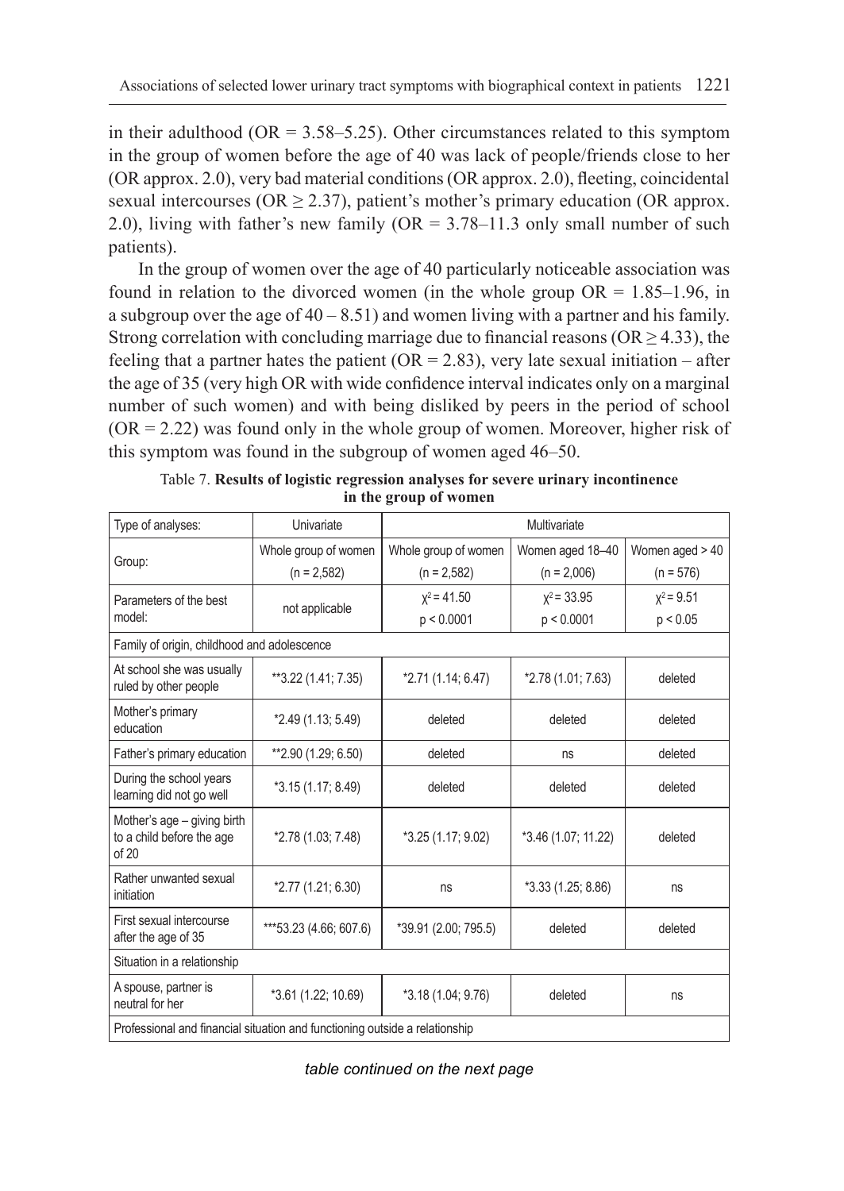in their adulthood (OR = 3.58–5.25). Other circumstances related to this symptom in the group of women before the age of 40 was lack of people/friends close to her (OR approx. 2.0), very bad material conditions (OR approx. 2.0), fleeting, coincidental sexual intercourses (OR ≥ 2.37), patient's mother's primary education (OR approx. 2.0), living with father's new family (OR = 3.78–11.3 only small number of such patients).

In the group of women over the age of 40 particularly noticeable association was found in relation to the divorced women (in the whole group OR = 1.85–1.96, in a subgroup over the age of 40 – 8.51) and women living with a partner and his family. Strong correlation with concluding marriage due to financial reasons (OR ≥ 4.33), the feeling that a partner hates the patient (OR = 2.83), very late sexual initiation – after the age of 35 (very high OR with wide confidence interval indicates only on a marginal number of such women) and with being disliked by peers in the period of school (OR = 2.22) was found only in the whole group of women. Moreover, higher risk of this symptom was found in the subgroup of women aged 46–50.

Table 7. **Results of logistic regression analyses for severe urinary incontinence in the group of women**

| Type of analyses: | Univariate | Multivariate | | |
|---|---|---|---|---|
| Group: | Whole group of women (n = 2,582) | Whole group of women (n = 2,582) | Women aged 18–40 (n = 2,006) | Women aged > 40 (n = 576) |
| Parameters of the best model: | not applicable | $\chi^2 = 41.50$ $p < 0.0001$ | $\chi^2 = 33.95$ $p < 0.0001$ | $\chi^2 = 9.51$ $p < 0.05$ |
| Family of origin, childhood and adolescence | | | | |
| At school she was usually ruled by other people | **3.22 (1.41; 7.35) | *2.71 (1.14; 6.47) | *2.78 (1.01; 7.63) | deleted |
| Mother's primary education | *2.49 (1.13; 5.49) | deleted | deleted | deleted |
| Father's primary education | **2.90 (1.29; 6.50) | deleted | ns | deleted |
| During the school years learning did not go well | *3.15 (1.17; 8.49) | deleted | deleted | deleted |
| Mother's age – giving birth to a child before the age of 20 | *2.78 (1.03; 7.48) | *3.25 (1.17; 9.02) | *3.46 (1.07; 11.22) | deleted |
| Rather unwanted sexual initiation | *2.77 (1.21; 6.30) | ns | *3.33 (1.25; 8.86) | ns |
| First sexual intercourse after the age of 35 | ***53.23 (4.66; 607.6) | *39.91 (2.00; 795.5) | deleted | deleted |
| Situation in a relationship | | | | |
| A spouse, partner is neutral for her | *3.61 (1.22; 10.69) | *3.18 (1.04; 9.76) | deleted | ns |
| Professional and financial situation and functioning outside a relationship | | | | |

*table continued on the next page*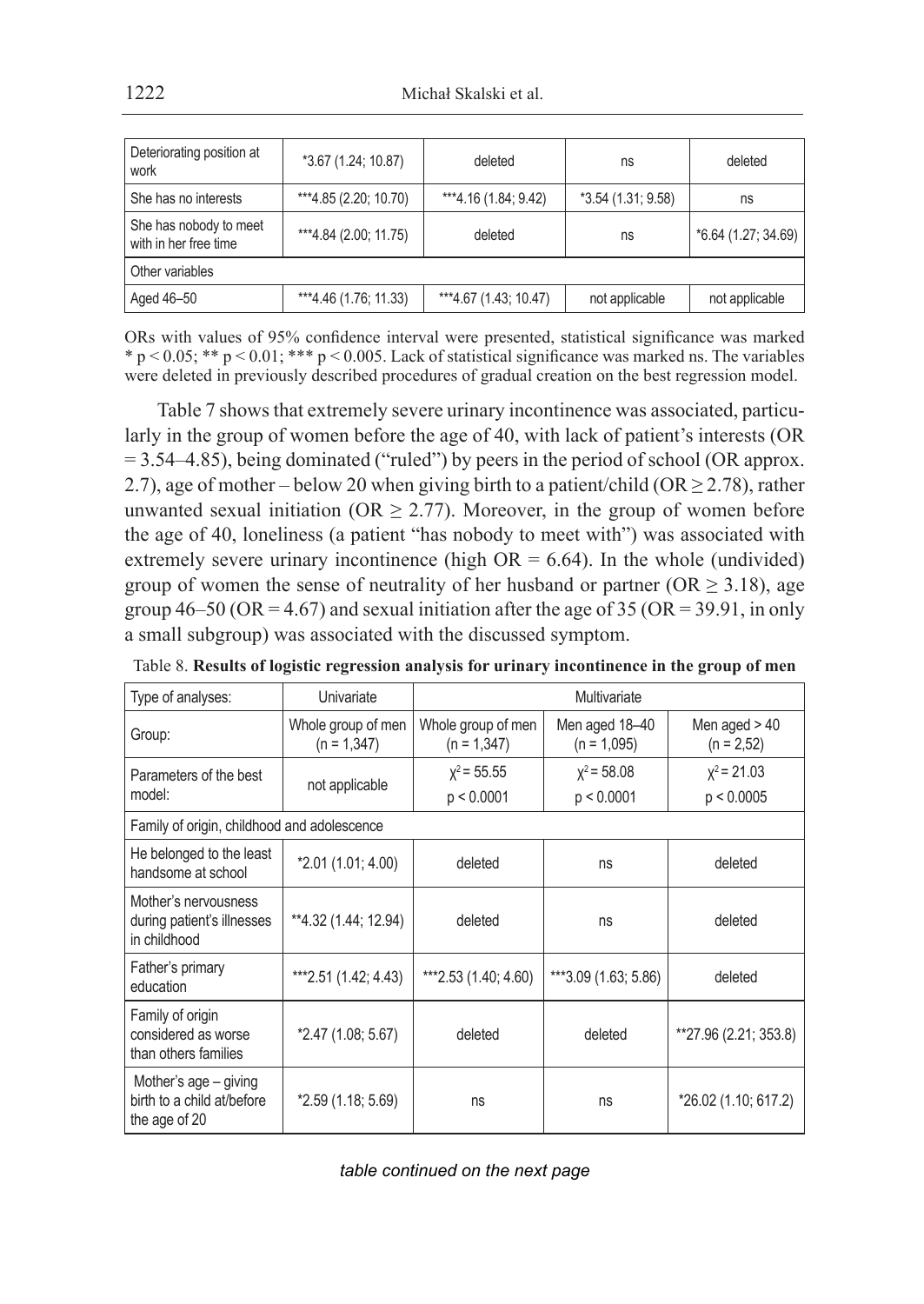| Deteriorating position at work | *3.67 (1.24; 10.87) | deleted | ns | deleted |
|---|---|---|---|---|
| She has no interests | ***4.85 (2.20; 10.70) | ***4.16 (1.84; 9.42) | *3.54 (1.31; 9.58) | ns |
| She has nobody to meet with in her free time | ***4.84 (2.00; 11.75) | deleted | ns | *6.64 (1.27; 34.69) |
| Other variables | | | | |
| Aged 46–50 | ***4.46 (1.76; 11.33) | ***4.67 (1.43; 10.47) | not applicable | not applicable |

ORs with values of 95% confidence interval were presented, statistical significance was marked * $p < 0.05$; ** $p < 0.01$; *** $p < 0.005$. Lack of statistical significance was marked ns. The variables were deleted in previously described procedures of gradual creation on the best regression model.

Table 7 shows that extremely severe urinary incontinence was associated, particularly in the group of women before the age of 40, with lack of patient's interests (OR = 3.54–4.85), being dominated ("ruled") by peers in the period of school (OR approx. 2.7), age of mother – below 20 when giving birth to a patient/child (OR ≥ 2.78), rather unwanted sexual initiation (OR ≥ 2.77). Moreover, in the group of women before the age of 40, loneliness (a patient "has nobody to meet with") was associated with extremely severe urinary incontinence (high OR = 6.64). In the whole (undivided) group of women the sense of neutrality of her husband or partner (OR ≥ 3.18), age group 46–50 (OR = 4.67) and sexual initiation after the age of 35 (OR = 39.91, in only a small subgroup) was associated with the discussed symptom.

Table 8. **Results of logistic regression analysis for urinary incontinence in the group of men**

| Type of analyses: | Univariate | Multivariate | | |
|---|---|---|---|---|
| Group: | Whole group of men (n = 1,347) | Whole group of men (n = 1,347) | Men aged 18–40 (n = 1,095) | Men aged > 40 (n = 2,52) |
| Parameters of the best model: | not applicable | $\chi^2 = 55.55$ $p < 0.0001$ | $\chi^2 = 58.08$ $p < 0.0001$ | $\chi^2 = 21.03$ $p < 0.0005$ |
| Family of origin, childhood and adolescence | | | | |
| He belonged to the least handsome at school | *2.01 (1.01; 4.00) | deleted | ns | deleted |
| Mother's nervousness during patient's illnesses in childhood | **4.32 (1.44; 12.94) | deleted | ns | deleted |
| Father's primary education | ***2.51 (1.42; 4.43) | ***2.53 (1.40; 4.60) | ***3.09 (1.63; 5.86) | deleted |
| Family of origin considered as worse than others families | *2.47 (1.08; 5.67) | deleted | deleted | **27.96 (2.21; 353.8) |
| Mother's age – giving birth to a child at/before the age of 20 | *2.59 (1.18; 5.69) | ns | ns | *26.02 (1.10; 617.2) |

*table continued on the next page*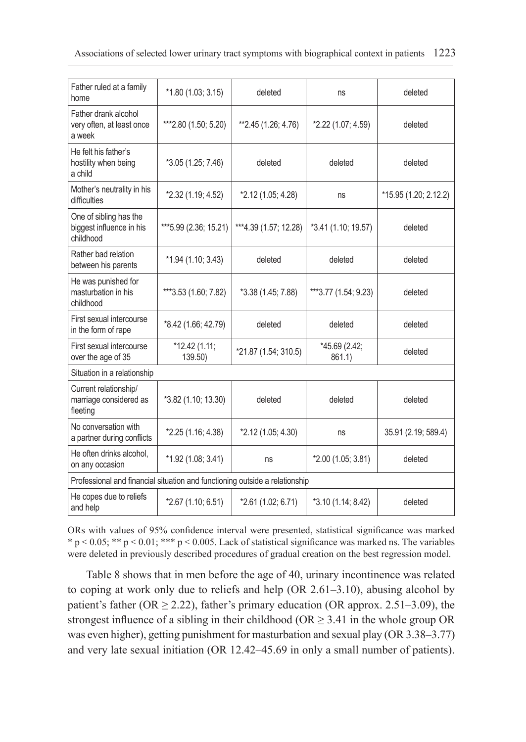| Father ruled at a family home | *1.80 (1.03; 3.15) | deleted | ns | deleted |
|---|---|---|---|---|
| Father drank alcohol very often, at least once a week | ***2.80 (1.50; 5.20) | **2.45 (1.26; 4.76) | *2.22 (1.07; 4.59) | deleted |
| He felt his father's hostility when being a child | *3.05 (1.25; 7.46) | deleted | deleted | deleted |
| Mother's neutrality in his difficulties | *2.32 (1.19; 4.52) | *2.12 (1.05; 4.28) | ns | *15.95 (1.20; 2.12.2) |
| One of sibling has the biggest influence in his childhood | ***5.99 (2.36; 15.21) | ***4.39 (1.57; 12.28) | *3.41 (1.10; 19.57) | deleted |
| Rather bad relation between his parents | *1.94 (1.10; 3.43) | deleted | deleted | deleted |
| He was punished for masturbation in his childhood | ***3.53 (1.60; 7.82) | *3.38 (1.45; 7.88) | ***3.77 (1.54; 9.23) | deleted |
| First sexual intercourse in the form of rape | *8.42 (1.66; 42.79) | deleted | deleted | deleted |
| First sexual intercourse over the age of 35 | *12.42 (1.11; 139.50) | *21.87 (1.54; 310.5) | *45.69 (2.42; 861.1) | deleted |
| Situation in a relationship | | | | |
| Current relationship/ marriage considered as fleeting | *3.82 (1.10; 13.30) | deleted | deleted | deleted |
| No conversation with a partner during conflicts | *2.25 (1.16; 4.38) | *2.12 (1.05; 4.30) | ns | 35.91 (2.19; 589.4) |
| He often drinks alcohol, on any occasion | *1.92 (1.08; 3.41) | ns | *2.00 (1.05; 3.81) | deleted |
| Professional and financial situation and functioning outside a relationship | | | | |
| He copes due to reliefs and help | *2.67 (1.10; 6.51) | *2.61 (1.02; 6.71) | *3.10 (1.14; 8.42) | deleted |

ORs with values of 95% confidence interval were presented, statistical significance was marked * $p < 0.05$; ** $p < 0.01$; *** $p < 0.005$. Lack of statistical significance was marked ns. The variables were deleted in previously described procedures of gradual creation on the best regression model.

Table 8 shows that in men before the age of 40, urinary incontinence was related to coping at work only due to reliefs and help (OR 2.61–3.10), abusing alcohol by patient's father (OR $\geq$ 2.22), father's primary education (OR approx. 2.51–3.09), the strongest influence of a sibling in their childhood (OR $\geq$ 3.41 in the whole group OR was even higher), getting punishment for masturbation and sexual play (OR 3.38–3.77) and very late sexual initiation (OR 12.42–45.69 in only a small number of patients).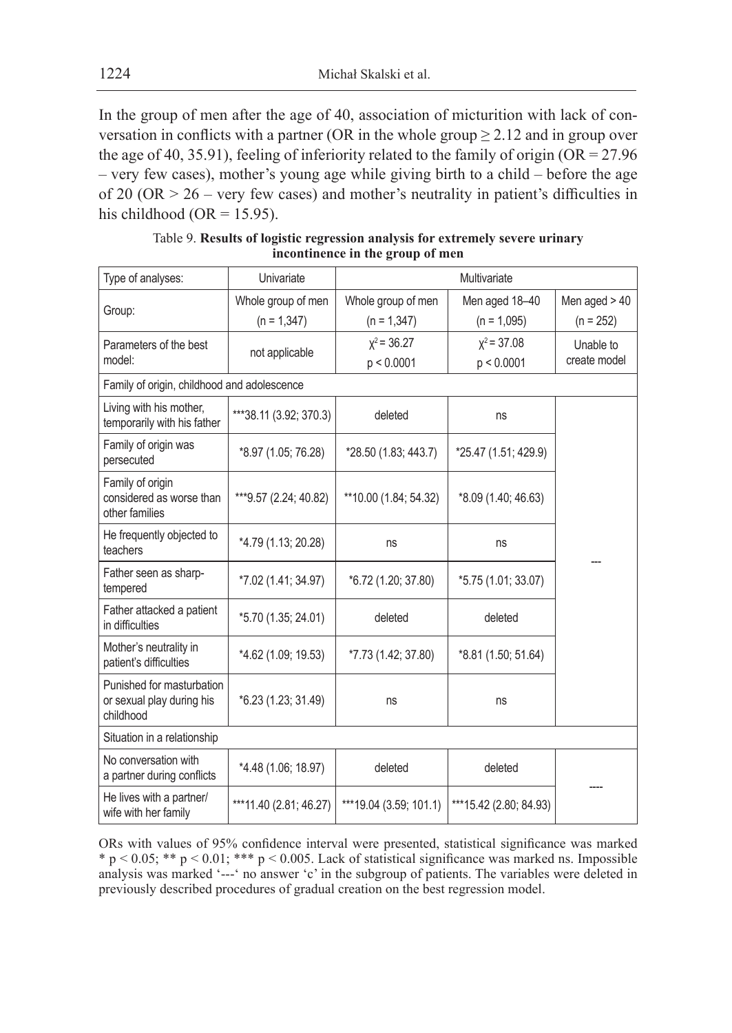In the group of men after the age of 40, association of micturition with lack of conversation in conflicts with a partner (OR in the whole group $\geq 2.12$ and in group over the age of 40, 35.91), feeling of inferiority related to the family of origin (OR = 27.96 – very few cases), mother's young age while giving birth to a child – before the age of 20 (OR > 26 – very few cases) and mother's neutrality in patient's difficulties in his childhood (OR = 15.95).

Table 9. **Results of logistic regression analysis for extremely severe urinary incontinence in the group of men**

| Type of analyses: | Univariate | Multivariate | | |
|---|---|---|---|---|
| Group: | Whole group of men (n = 1,347) | Whole group of men (n = 1,347) | Men aged 18–40 (n = 1,095) | Men aged > 40 (n = 252) |
| Parameters of the best model: | not applicable | $\chi^2 = 36.27$ $p < 0.0001$ | $\chi^2 = 37.08$ $p < 0.0001$ | Unable to create model |
| Family of origin, childhood and adolescence | | | | |
| Living with his mother, temporarily with his father | ***38.11 (3.92; 370.3) | deleted | ns | --- |
| Family of origin was persecuted | *8.97 (1.05; 76.28) | *28.50 (1.83; 443.7) | *25.47 (1.51; 429.9) | |
| Family of origin considered as worse than other families | ***9.57 (2.24; 40.82) | **10.00 (1.84; 54.32) | *8.09 (1.40; 46.63) | |
| He frequently objected to teachers | *4.79 (1.13; 20.28) | ns | ns | |
| Father seen as sharp-tempered | *7.02 (1.41; 34.97) | *6.72 (1.20; 37.80) | *5.75 (1.01; 33.07) | |
| Father attacked a patient in difficulties | *5.70 (1.35; 24.01) | deleted | deleted | |
| Mother's neutrality in patient's difficulties | *4.62 (1.09; 19.53) | *7.73 (1.42; 37.80) | *8.81 (1.50; 51.64) | |
| Punished for masturbation or sexual play during his childhood | *6.23 (1.23; 31.49) | ns | ns | |
| Situation in a relationship | | | | |
| No conversation with a partner during conflicts | *4.48 (1.06; 18.97) | deleted | deleted | ---- |
| He lives with a partner/wife with her family | ***11.40 (2.81; 46.27) | ***19.04 (3.59; 101.1) | ***15.42 (2.80; 84.93) | |

ORs with values of 95% confidence interval were presented, statistical significance was marked * $p < 0.05$; ** $p < 0.01$; *** $p < 0.005$. Lack of statistical significance was marked ns. Impossible analysis was marked '---' no answer 'c' in the subgroup of patients. The variables were deleted in previously described procedures of gradual creation on the best regression model.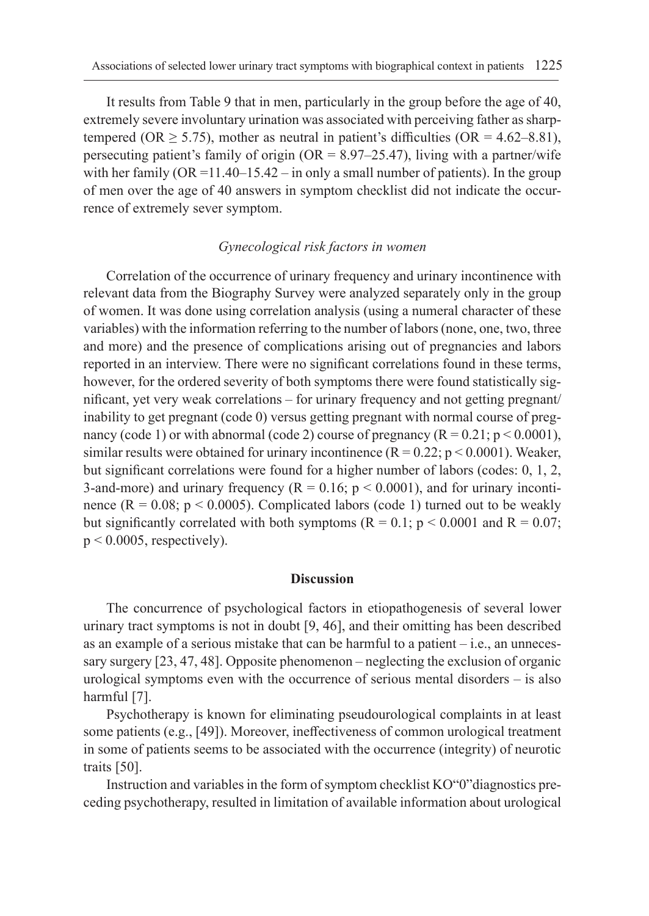It results from Table 9 that in men, particularly in the group before the age of 40, extremely severe involuntary urination was associated with perceiving father as sharp-tempered ($OR \geq 5.75$), mother as neutral in patient's difficulties ($OR = 4.62–8.81$), persecuting patient's family of origin ($OR = 8.97–25.47$), living with a partner/wife with her family ($OR = 11.40–15.42$ – in only a small number of patients). In the group of men over the age of 40 answers in symptom checklist did not indicate the occurrence of extremely sever symptom.

### *Gynecological risk factors in women*

Correlation of the occurrence of urinary frequency and urinary incontinence with relevant data from the Biography Survey were analyzed separately only in the group of women. It was done using correlation analysis (using a numeral character of these variables) with the information referring to the number of labors (none, one, two, three and more) and the presence of complications arising out of pregnancies and labors reported in an interview. There were no significant correlations found in these terms, however, for the ordered severity of both symptoms there were found statistically significant, yet very weak correlations – for urinary frequency and not getting pregnant/inability to get pregnant (code 0) versus getting pregnant with normal course of pregnancy (code 1) or with abnormal (code 2) course of pregnancy ($R = 0.21$; $p < 0.0001$), similar results were obtained for urinary incontinence ($R = 0.22$; $p < 0.0001$). Weaker, but significant correlations were found for a higher number of labors (codes: 0, 1, 2, 3-and-more) and urinary frequency ($R = 0.16$; $p < 0.0001$), and for urinary incontinence ($R = 0.08$; $p < 0.0005$). Complicated labors (code 1) turned out to be weakly but significantly correlated with both symptoms ($R = 0.1$; $p < 0.0001$ and $R = 0.07$; $p < 0.0005$, respectively).

## Discussion

The concurrence of psychological factors in etiopathogenesis of several lower urinary tract symptoms is not in doubt [9, 46], and their omitting has been described as an example of a serious mistake that can be harmful to a patient – i.e., an unnecessary surgery [23, 47, 48]. Opposite phenomenon – neglecting the exclusion of organic urological symptoms even with the occurrence of serious mental disorders – is also harmful [7].

Psychotherapy is known for eliminating pseudourological complaints in at least some patients (e.g., [49]). Moreover, ineffectiveness of common urological treatment in some of patients seems to be associated with the occurrence (integrity) of neurotic traits [50].

Instruction and variables in the form of symptom checklist KO"0"diagnostics preceding psychotherapy, resulted in limitation of available information about urological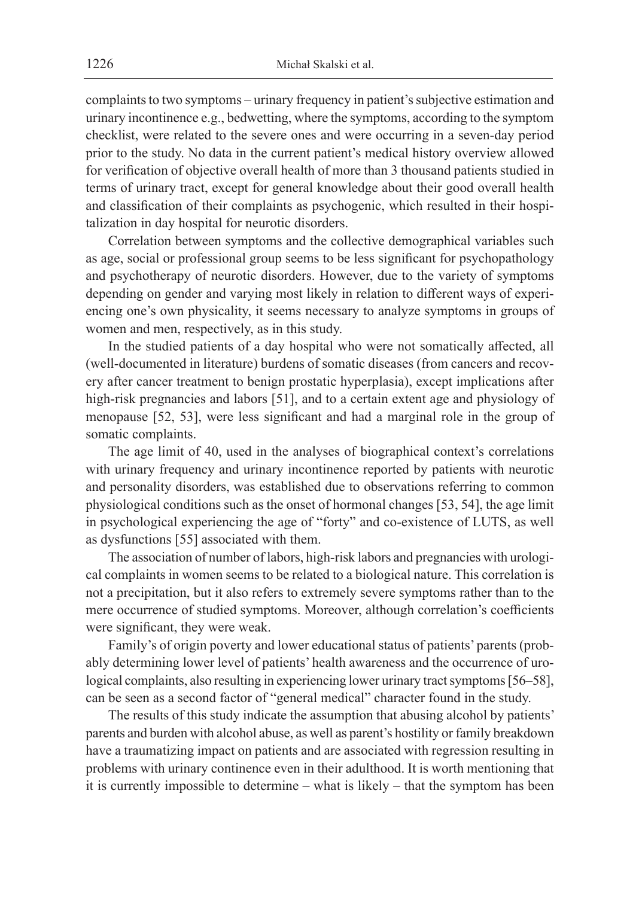complaints to two symptoms – urinary frequency in patient's subjective estimation and urinary incontinence e.g., bedwetting, where the symptoms, according to the symptom checklist, were related to the severe ones and were occurring in a seven-day period prior to the study. No data in the current patient's medical history overview allowed for verification of objective overall health of more than 3 thousand patients studied in terms of urinary tract, except for general knowledge about their good overall health and classification of their complaints as psychogenic, which resulted in their hospitalization in day hospital for neurotic disorders.

Correlation between symptoms and the collective demographical variables such as age, social or professional group seems to be less significant for psychopathology and psychotherapy of neurotic disorders. However, due to the variety of symptoms depending on gender and varying most likely in relation to different ways of experiencing one's own physicality, it seems necessary to analyze symptoms in groups of women and men, respectively, as in this study.

In the studied patients of a day hospital who were not somatically affected, all (well-documented in literature) burdens of somatic diseases (from cancers and recovery after cancer treatment to benign prostatic hyperplasia), except implications after high-risk pregnancies and labors [51], and to a certain extent age and physiology of menopause [52, 53], were less significant and had a marginal role in the group of somatic complaints.

The age limit of 40, used in the analyses of biographical context's correlations with urinary frequency and urinary incontinence reported by patients with neurotic and personality disorders, was established due to observations referring to common physiological conditions such as the onset of hormonal changes [53, 54], the age limit in psychological experiencing the age of "forty" and co-existence of LUTS, as well as dysfunctions [55] associated with them.

The association of number of labors, high-risk labors and pregnancies with urological complaints in women seems to be related to a biological nature. This correlation is not a precipitation, but it also refers to extremely severe symptoms rather than to the mere occurrence of studied symptoms. Moreover, although correlation's coefficients were significant, they were weak.

Family's of origin poverty and lower educational status of patients' parents (probably determining lower level of patients' health awareness and the occurrence of urological complaints, also resulting in experiencing lower urinary tract symptoms [56–58], can be seen as a second factor of "general medical" character found in the study.

The results of this study indicate the assumption that abusing alcohol by patients' parents and burden with alcohol abuse, as well as parent's hostility or family breakdown have a traumatizing impact on patients and are associated with regression resulting in problems with urinary continence even in their adulthood. It is worth mentioning that it is currently impossible to determine – what is likely – that the symptom has been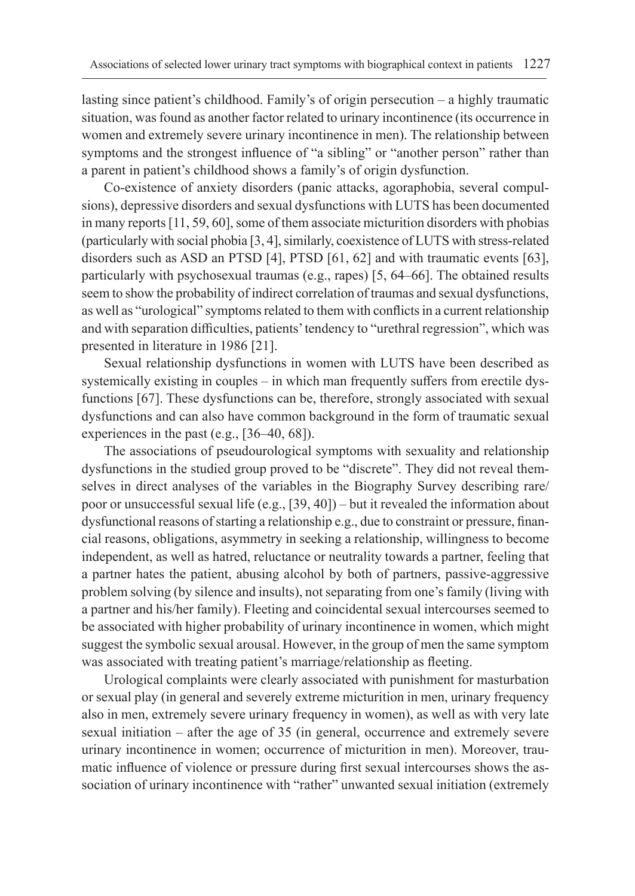lasting since patient's childhood. Family's of origin persecution – a highly traumatic situation, was found as another factor related to urinary incontinence (its occurrence in women and extremely severe urinary incontinence in men). The relationship between symptoms and the strongest influence of "a sibling" or "another person" rather than a parent in patient's childhood shows a family's of origin dysfunction.

Co-existence of anxiety disorders (panic attacks, agoraphobia, several compulsions), depressive disorders and sexual dysfunctions with LUTS has been documented in many reports [11, 59, 60], some of them associate micturition disorders with phobias (particularly with social phobia [3, 4], similarly, coexistence of LUTS with stress-related disorders such as ASD an PTSD [4], PTSD [61, 62] and with traumatic events [63], particularly with psychosexual traumas (e.g., rapes) [5, 64–66]. The obtained results seem to show the probability of indirect correlation of traumas and sexual dysfunctions, as well as "urological" symptoms related to them with conflicts in a current relationship and with separation difficulties, patients' tendency to "urethral regression", which was presented in literature in 1986 [21].

Sexual relationship dysfunctions in women with LUTS have been described as systemically existing in couples – in which man frequently suffers from erectile dysfunctions [67]. These dysfunctions can be, therefore, strongly associated with sexual dysfunctions and can also have common background in the form of traumatic sexual experiences in the past (e.g., [36–40, 68]).

The associations of pseudourological symptoms with sexuality and relationship dysfunctions in the studied group proved to be "discrete". They did not reveal themselves in direct analyses of the variables in the Biography Survey describing rare/poor or unsuccessful sexual life (e.g., [39, 40]) – but it revealed the information about dysfunctional reasons of starting a relationship e.g., due to constraint or pressure, financial reasons, obligations, asymmetry in seeking a relationship, willingness to become independent, as well as hatred, reluctance or neutrality towards a partner, feeling that a partner hates the patient, abusing alcohol by both of partners, passive-aggressive problem solving (by silence and insults), not separating from one's family (living with a partner and his/her family). Fleeting and coincidental sexual intercourses seemed to be associated with higher probability of urinary incontinence in women, which might suggest the symbolic sexual arousal. However, in the group of men the same symptom was associated with treating patient's marriage/relationship as fleeting.

Urological complaints were clearly associated with punishment for masturbation or sexual play (in general and severely extreme micturition in men, urinary frequency also in men, extremely severe urinary frequency in women), as well as with very late sexual initiation – after the age of 35 (in general, occurrence and extremely severe urinary incontinence in women; occurrence of micturition in men). Moreover, traumatic influence of violence or pressure during first sexual intercourses shows the association of urinary incontinence with "rather" unwanted sexual initiation (extremely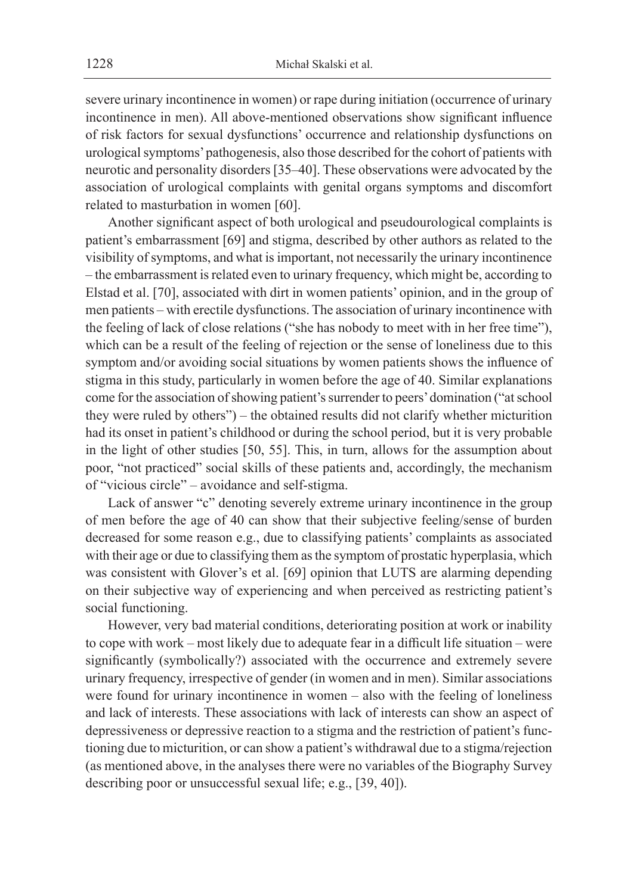severe urinary incontinence in women) or rape during initiation (occurrence of urinary incontinence in men). All above-mentioned observations show significant influence of risk factors for sexual dysfunctions' occurrence and relationship dysfunctions on urological symptoms' pathogenesis, also those described for the cohort of patients with neurotic and personality disorders [35–40]. These observations were advocated by the association of urological complaints with genital organs symptoms and discomfort related to masturbation in women [60].

Another significant aspect of both urological and pseudourological complaints is patient's embarrassment [69] and stigma, described by other authors as related to the visibility of symptoms, and what is important, not necessarily the urinary incontinence – the embarrassment is related even to urinary frequency, which might be, according to Elstad et al. [70], associated with dirt in women patients' opinion, and in the group of men patients – with erectile dysfunctions. The association of urinary incontinence with the feeling of lack of close relations ("she has nobody to meet with in her free time"), which can be a result of the feeling of rejection or the sense of loneliness due to this symptom and/or avoiding social situations by women patients shows the influence of stigma in this study, particularly in women before the age of 40. Similar explanations come for the association of showing patient's surrender to peers' domination ("at school they were ruled by others") – the obtained results did not clarify whether micturition had its onset in patient's childhood or during the school period, but it is very probable in the light of other studies [50, 55]. This, in turn, allows for the assumption about poor, "not practiced" social skills of these patients and, accordingly, the mechanism of "vicious circle" – avoidance and self-stigma.

Lack of answer "c" denoting severely extreme urinary incontinence in the group of men before the age of 40 can show that their subjective feeling/sense of burden decreased for some reason e.g., due to classifying patients' complaints as associated with their age or due to classifying them as the symptom of prostatic hyperplasia, which was consistent with Glover's et al. [69] opinion that LUTS are alarming depending on their subjective way of experiencing and when perceived as restricting patient's social functioning.

However, very bad material conditions, deteriorating position at work or inability to cope with work – most likely due to adequate fear in a difficult life situation – were significantly (symbolically?) associated with the occurrence and extremely severe urinary frequency, irrespective of gender (in women and in men). Similar associations were found for urinary incontinence in women – also with the feeling of loneliness and lack of interests. These associations with lack of interests can show an aspect of depressiveness or depressive reaction to a stigma and the restriction of patient's functioning due to micturition, or can show a patient's withdrawal due to a stigma/rejection (as mentioned above, in the analyses there were no variables of the Biography Survey describing poor or unsuccessful sexual life; e.g., [39, 40]).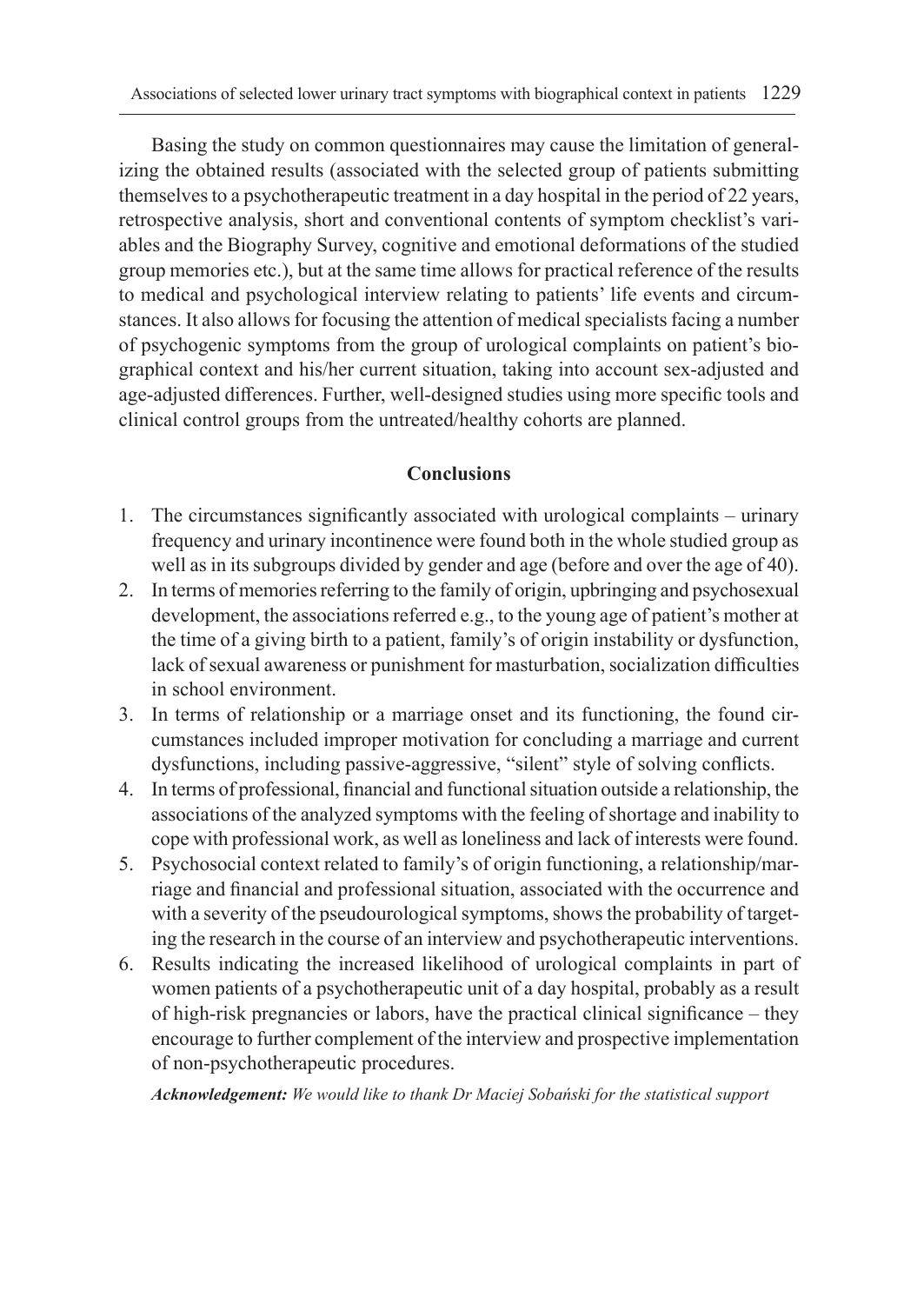Basing the study on common questionnaires may cause the limitation of generalizing the obtained results (associated with the selected group of patients submitting themselves to a psychotherapeutic treatment in a day hospital in the period of 22 years, retrospective analysis, short and conventional contents of symptom checklist's variables and the Biography Survey, cognitive and emotional deformations of the studied group memories etc.), but at the same time allows for practical reference of the results to medical and psychological interview relating to patients' life events and circumstances. It also allows for focusing the attention of medical specialists facing a number of psychogenic symptoms from the group of urological complaints on patient's biographical context and his/her current situation, taking into account sex-adjusted and age-adjusted differences. Further, well-designed studies using more specific tools and clinical control groups from the untreated/healthy cohorts are planned.

## Conclusions

1. The circumstances significantly associated with urological complaints – urinary frequency and urinary incontinence were found both in the whole studied group as well as in its subgroups divided by gender and age (before and over the age of 40).
2. In terms of memories referring to the family of origin, upbringing and psychosexual development, the associations referred e.g., to the young age of patient's mother at the time of a giving birth to a patient, family's of origin instability or dysfunction, lack of sexual awareness or punishment for masturbation, socialization difficulties in school environment.
3. In terms of relationship or a marriage onset and its functioning, the found circumstances included improper motivation for concluding a marriage and current dysfunctions, including passive-aggressive, "silent" style of solving conflicts.
4. In terms of professional, financial and functional situation outside a relationship, the associations of the analyzed symptoms with the feeling of shortage and inability to cope with professional work, as well as loneliness and lack of interests were found.
5. Psychosocial context related to family's of origin functioning, a relationship/marriage and financial and professional situation, associated with the occurrence and with a severity of the pseudourological symptoms, shows the probability of targeting the research in the course of an interview and psychotherapeutic interventions.
6. Results indicating the increased likelihood of urological complaints in part of women patients of a psychotherapeutic unit of a day hospital, probably as a result of high-risk pregnancies or labors, have the practical clinical significance – they encourage to further complement of the interview and prospective implementation of non-psychotherapeutic procedures.

***Acknowledgement:*** *We would like to thank Dr Maciej Sobański for the statistical support*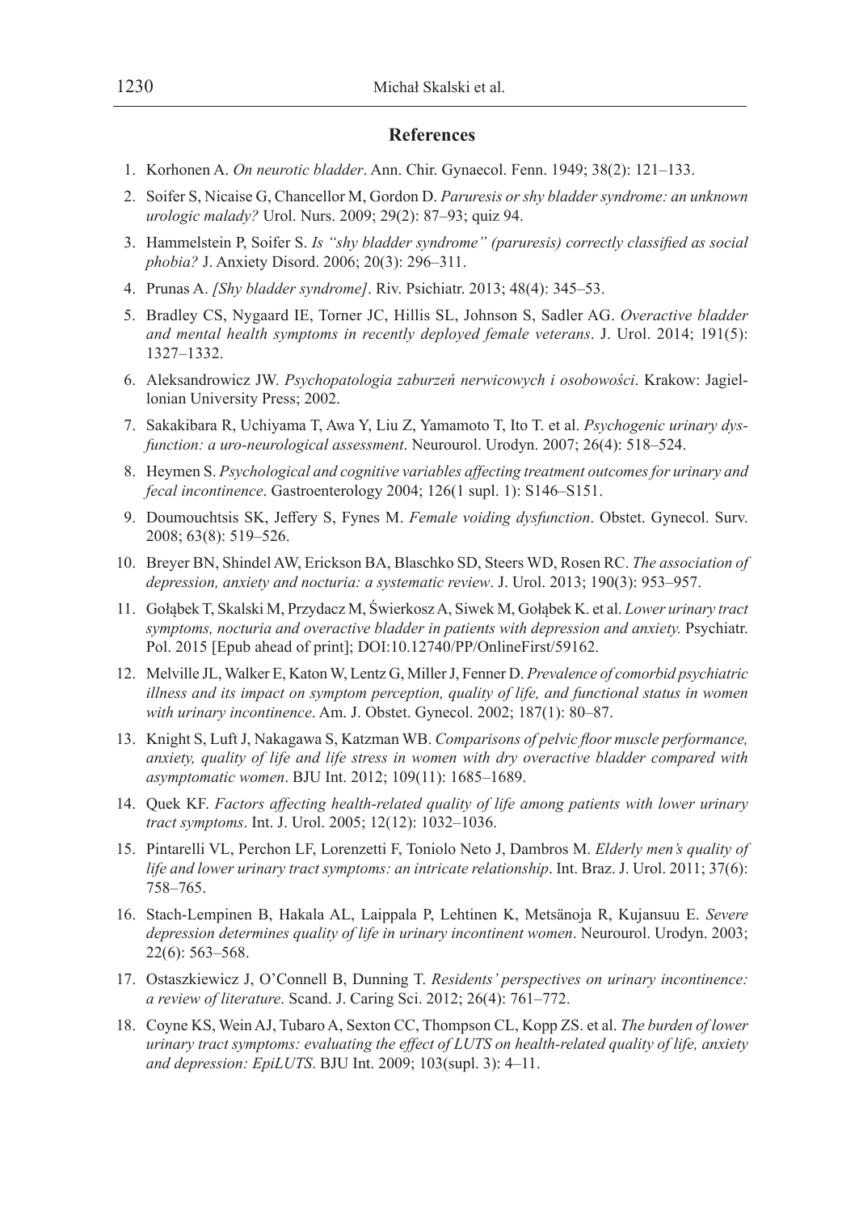## References

1. Korhonen A. *On neurotic bladder*. Ann. Chir. Gynaecol. Fenn. 1949; 38(2): 121–133.
2. Soifer S, Nicaise G, Chancellor M, Gordon D. *Paruresis or shy bladder syndrome: an unknown urologic malady?* Urol. Nurs. 2009; 29(2): 87–93; quiz 94.
3. Hammelstein P, Soifer S. *Is "shy bladder syndrome" (paruresis) correctly classified as social phobia?* J. Anxiety Disord. 2006; 20(3): 296–311.
4. Prunas A. *[Shy bladder syndrome]*. Riv. Psichiatr. 2013; 48(4): 345–53.
5. Bradley CS, Nygaard IE, Torner JC, Hillis SL, Johnson S, Sadler AG. *Overactive bladder and mental health symptoms in recently deployed female veterans*. J. Urol. 2014; 191(5): 1327–1332.
6. Aleksandrowicz JW. *Psychopatologia zaburzeń nerwicowych i osobowości*. Krakow: Jagiellonian University Press; 2002.
7. Sakakibara R, Uchiyama T, Awa Y, Liu Z, Yamamoto T, Ito T. et al. *Psychogenic urinary dysfunction: a uro-neurological assessment*. Neurourol. Urodyn. 2007; 26(4): 518–524.
8. Heymen S. *Psychological and cognitive variables affecting treatment outcomes for urinary and fecal incontinence*. Gastroenterology 2004; 126(1 supl. 1): S146–S151.
9. Doumouchtsis SK, Jeffery S, Fynes M. *Female voiding dysfunction*. Obstet. Gynecol. Surv. 2008; 63(8): 519–526.
10. Breyer BN, Shindel AW, Erickson BA, Blaschko SD, Steers WD, Rosen RC. *The association of depression, anxiety and nocturia: a systematic review*. J. Urol. 2013; 190(3): 953–957.
11. Gołąbek T, Skalski M, Przydacz M, Świerkosz A, Siwek M, Gołąbek K. et al. *Lower urinary tract symptoms, nocturia and overactive bladder in patients with depression and anxiety.* Psychiatr. Pol. 2015 [Epub ahead of print]; DOI:10.12740/PP/OnlineFirst/59162.
12. Melville JL, Walker E, Katon W, Lentz G, Miller J, Fenner D. *Prevalence of comorbid psychiatric illness and its impact on symptom perception, quality of life, and functional status in women with urinary incontinence*. Am. J. Obstet. Gynecol. 2002; 187(1): 80–87.
13. Knight S, Luft J, Nakagawa S, Katzman WB. *Comparisons of pelvic floor muscle performance, anxiety, quality of life and life stress in women with dry overactive bladder compared with asymptomatic women*. BJU Int. 2012; 109(11): 1685–1689.
14. Quek KF. *Factors affecting health-related quality of life among patients with lower urinary tract symptoms*. Int. J. Urol. 2005; 12(12): 1032–1036.
15. Pintarelli VL, Perchon LF, Lorenzetti F, Toniolo Neto J, Dambros M. *Elderly men's quality of life and lower urinary tract symptoms: an intricate relationship*. Int. Braz. J. Urol. 2011; 37(6): 758–765.
16. Stach-Lempinen B, Hakala AL, Laippala P, Lehtinen K, Metsänoja R, Kujansuu E. *Severe depression determines quality of life in urinary incontinent women*. Neurourol. Urodyn. 2003; 22(6): 563–568.
17. Ostaszkiewicz J, O'Connell B, Dunning T. *Residents' perspectives on urinary incontinence: a review of literature*. Scand. J. Caring Sci. 2012; 26(4): 761–772.
18. Coyne KS, Wein AJ, Tubaro A, Sexton CC, Thompson CL, Kopp ZS. et al. *The burden of lower urinary tract symptoms: evaluating the effect of LUTS on health-related quality of life, anxiety and depression: EpiLUTS*. BJU Int. 2009; 103(supl. 3): 4–11.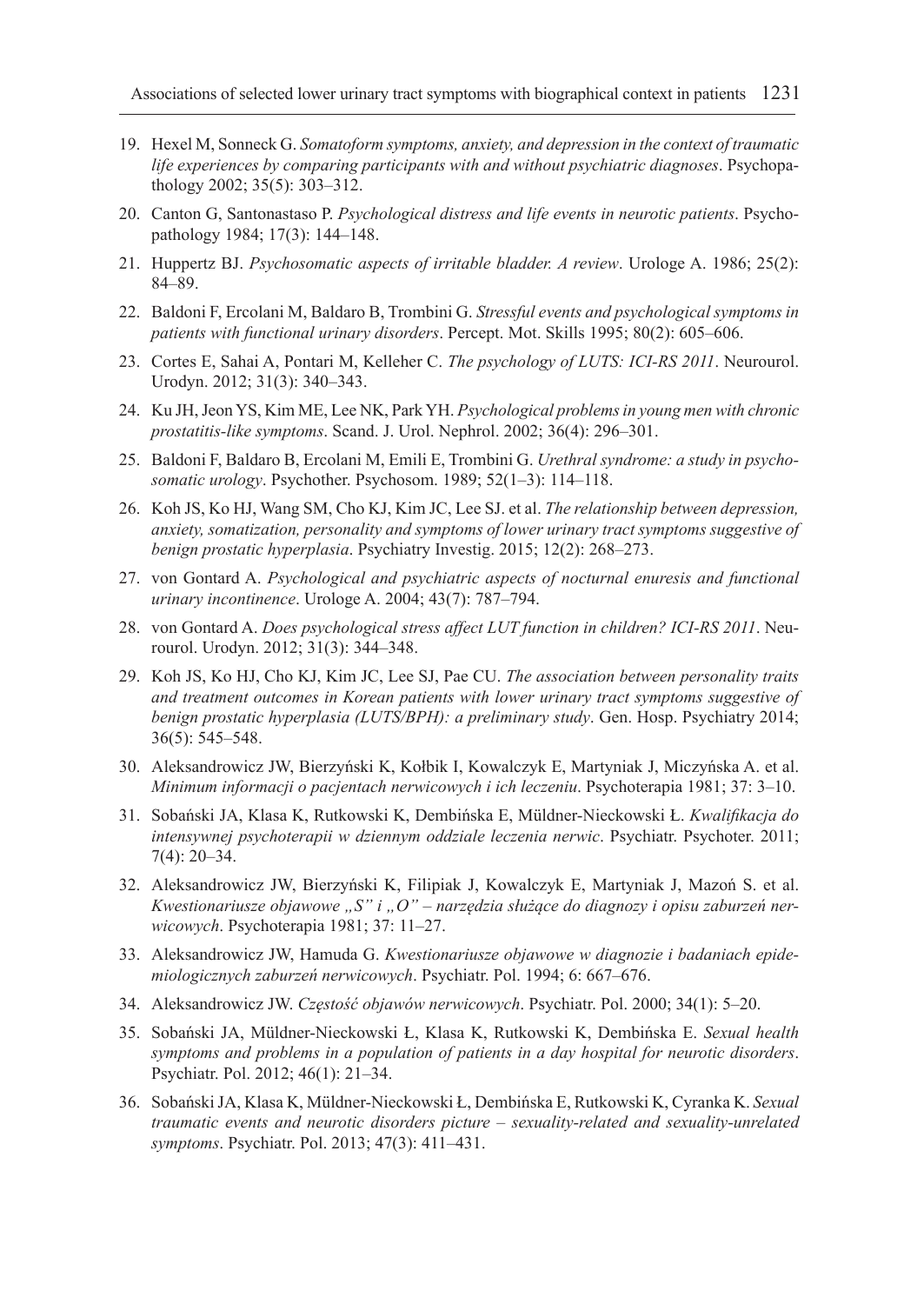19. Hexel M, Sonneck G. *Somatoform symptoms, anxiety, and depression in the context of traumatic life experiences by comparing participants with and without psychiatric diagnoses*. Psychopathology 2002; 35(5): 303–312.
20. Canton G, Santonastaso P. *Psychological distress and life events in neurotic patients*. Psychopathology 1984; 17(3): 144–148.
21. Huppertz BJ. *Psychosomatic aspects of irritable bladder. A review*. Urologe A. 1986; 25(2): 84–89.
22. Baldoni F, Ercolani M, Baldaro B, Trombini G. *Stressful events and psychological symptoms in patients with functional urinary disorders*. Percept. Mot. Skills 1995; 80(2): 605–606.
23. Cortes E, Sahai A, Pontari M, Kelleher C. *The psychology of LUTS: ICI-RS 2011*. Neurourol. Urodyn. 2012; 31(3): 340–343.
24. Ku JH, Jeon YS, Kim ME, Lee NK, Park YH. *Psychological problems in young men with chronic prostatitis-like symptoms*. Scand. J. Urol. Nephrol. 2002; 36(4): 296–301.
25. Baldoni F, Baldaro B, Ercolani M, Emili E, Trombini G. *Urethral syndrome: a study in psychosomatic urology*. Psychother. Psychosom. 1989; 52(1–3): 114–118.
26. Koh JS, Ko HJ, Wang SM, Cho KJ, Kim JC, Lee SJ. et al. *The relationship between depression, anxiety, somatization, personality and symptoms of lower urinary tract symptoms suggestive of benign prostatic hyperplasia*. Psychiatry Investig. 2015; 12(2): 268–273.
27. von Gontard A. *Psychological and psychiatric aspects of nocturnal enuresis and functional urinary incontinence*. Urologe A. 2004; 43(7): 787–794.
28. von Gontard A. *Does psychological stress affect LUT function in children? ICI-RS 2011*. Neurourol. Urodyn. 2012; 31(3): 344–348.
29. Koh JS, Ko HJ, Cho KJ, Kim JC, Lee SJ, Pae CU. *The association between personality traits and treatment outcomes in Korean patients with lower urinary tract symptoms suggestive of benign prostatic hyperplasia (LUTS/BPH): a preliminary study*. Gen. Hosp. Psychiatry 2014; 36(5): 545–548.
30. Aleksandrowicz JW, Bierzyński K, Kołbik I, Kowalczyk E, Martyniak J, Miczyńska A. et al. *Minimum informacji o pacjentach nerwicowych i ich leczeniu*. Psychoterapia 1981; 37: 3–10.
31. Sobański JA, Klasa K, Rutkowski K, Dembińska E, Müldner-Nieckowski Ł. *Kwalifikacja do intensywnej psychoterapii w dziennym oddziale leczenia nerwic*. Psychiatr. Psychoter. 2011; 7(4): 20–34.
32. Aleksandrowicz JW, Bierzyński K, Filipiak J, Kowalczyk E, Martyniak J, Mazoń S. et al. *Kwestionariusze objawowe „S" i „O" – narzędzia służące do diagnozy i opisu zaburzeń nerwicowych*. Psychoterapia 1981; 37: 11–27.
33. Aleksandrowicz JW, Hamuda G. *Kwestionariusze objawowe w diagnozie i badaniach epidemiologicznych zaburzeń nerwicowych*. Psychiatr. Pol. 1994; 6: 667–676.
34. Aleksandrowicz JW. *Częstość objawów nerwicowych*. Psychiatr. Pol. 2000; 34(1): 5–20.
35. Sobański JA, Müldner-Nieckowski Ł, Klasa K, Rutkowski K, Dembińska E. *Sexual health symptoms and problems in a population of patients in a day hospital for neurotic disorders*. Psychiatr. Pol. 2012; 46(1): 21–34.
36. Sobański JA, Klasa K, Müldner-Nieckowski Ł, Dembińska E, Rutkowski K, Cyranka K. *Sexual traumatic events and neurotic disorders picture – sexuality-related and sexuality-unrelated symptoms*. Psychiatr. Pol. 2013; 47(3): 411–431.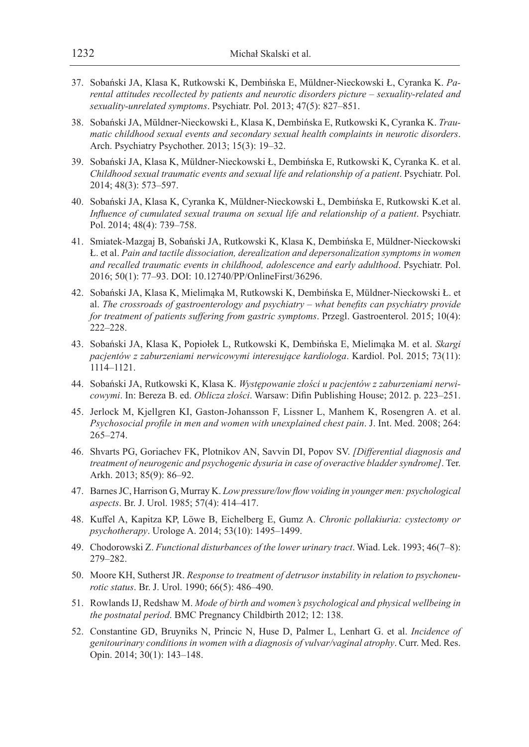37. Sobański JA, Klasa K, Rutkowski K, Dembińska E, Müldner-Nieckowski Ł, Cyranka K. *Parental attitudes recollected by patients and neurotic disorders picture – sexuality-related and sexuality-unrelated symptoms*. Psychiatr. Pol. 2013; 47(5): 827–851.
38. Sobański JA, Müldner-Nieckowski Ł, Klasa K, Dembińska E, Rutkowski K, Cyranka K. *Traumatic childhood sexual events and secondary sexual health complaints in neurotic disorders*. Arch. Psychiatry Psychother. 2013; 15(3): 19–32.
39. Sobański JA, Klasa K, Müldner-Nieckowski Ł, Dembińska E, Rutkowski K, Cyranka K. et al. *Childhood sexual traumatic events and sexual life and relationship of a patient*. Psychiatr. Pol. 2014; 48(3): 573–597.
40. Sobański JA, Klasa K, Cyranka K, Müldner-Nieckowski Ł, Dembińska E, Rutkowski K.et al. *Influence of cumulated sexual trauma on sexual life and relationship of a patient*. Psychiatr. Pol. 2014; 48(4): 739–758.
41. Smiatek-Mazgaj B, Sobański JA, Rutkowski K, Klasa K, Dembińska E, Müldner-Nieckowski Ł. et al. *Pain and tactile dissociation, derealization and depersonalization symptoms in women and recalled traumatic events in childhood, adolescence and early adulthood*. Psychiatr. Pol. 2016; 50(1): 77–93. DOI: 10.12740/PP/OnlineFirst/36296.
42. Sobański JA, Klasa K, Mielimąka M, Rutkowski K, Dembińska E, Müldner-Nieckowski Ł. et al. *The crossroads of gastroenterology and psychiatry – what benefits can psychiatry provide for treatment of patients suffering from gastric symptoms*. Przegl. Gastroenterol. 2015; 10(4): 222–228.
43. Sobański JA, Klasa K, Popiołek L, Rutkowski K, Dembińska E, Mielimąka M. et al. *Skargi pacjentów z zaburzeniami nerwicowymi interesujące kardiologa*. Kardiol. Pol. 2015; 73(11): 1114–1121.
44. Sobański JA, Rutkowski K, Klasa K. *Występowanie złości u pacjentów z zaburzeniami nerwicowymi*. In: Bereza B. ed. *Oblicza złości*. Warsaw: Difin Publishing House; 2012. p. 223–251.
45. Jerlock M, Kjellgren KI, Gaston-Johansson F, Lissner L, Manhem K, Rosengren A. et al. *Psychosocial profile in men and women with unexplained chest pain*. J. Int. Med. 2008; 264: 265–274.
46. Shvarts PG, Goriachev FK, Plotnikov AN, Savvin DI, Popov SV. *[Differential diagnosis and treatment of neurogenic and psychogenic dysuria in case of overactive bladder syndrome]*. Ter. Arkh. 2013; 85(9): 86–92.
47. Barnes JC, Harrison G, Murray K. *Low pressure/low flow voiding in younger men: psychological aspects*. Br. J. Urol. 1985; 57(4): 414–417.
48. Kuffel A, Kapitza KP, Löwe B, Eichelberg E, Gumz A. *Chronic pollakiuria: cystectomy or psychotherapy*. Urologe A. 2014; 53(10): 1495–1499.
49. Chodorowski Z. *Functional disturbances of the lower urinary tract*. Wiad. Lek. 1993; 46(7–8): 279–282.
50. Moore KH, Sutherst JR. *Response to treatment of detrusor instability in relation to psychoneurotic status*. Br. J. Urol. 1990; 66(5): 486–490.
51. Rowlands IJ, Redshaw M. *Mode of birth and women's psychological and physical wellbeing in the postnatal period*. BMC Pregnancy Childbirth 2012; 12: 138.
52. Constantine GD, Bruyniks N, Princic N, Huse D, Palmer L, Lenhart G. et al. *Incidence of genitourinary conditions in women with a diagnosis of vulvar/vaginal atrophy*. Curr. Med. Res. Opin. 2014; 30(1): 143–148.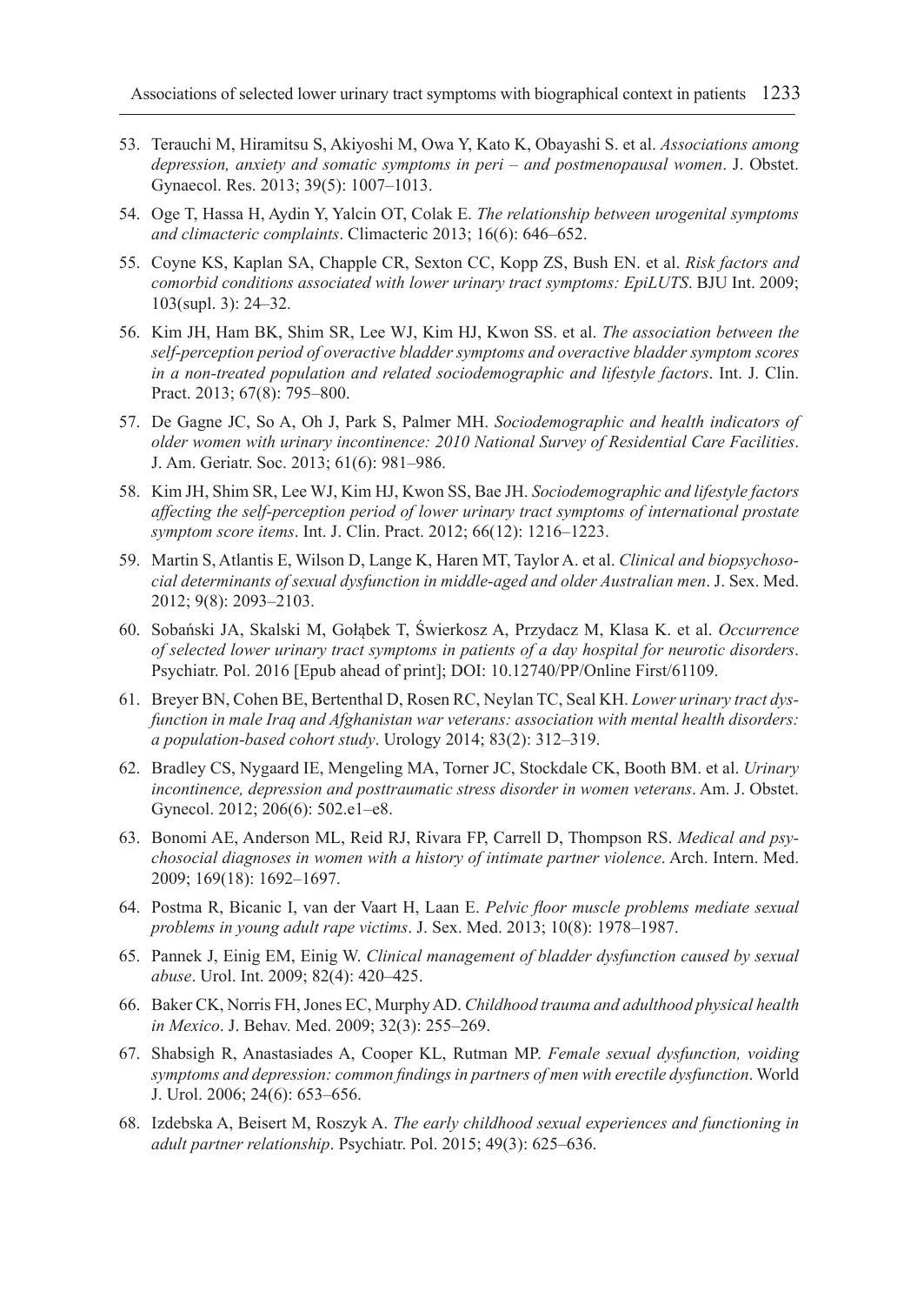53. Terauchi M, Hiramitsu S, Akiyoshi M, Owa Y, Kato K, Obayashi S. et al. *Associations among depression, anxiety and somatic symptoms in peri – and postmenopausal women*. J. Obstet. Gynaecol. Res. 2013; 39(5): 1007–1013.
54. Oge T, Hassa H, Aydin Y, Yalcin OT, Colak E. *The relationship between urogenital symptoms and climacteric complaints*. Climacteric 2013; 16(6): 646–652.
55. Coyne KS, Kaplan SA, Chapple CR, Sexton CC, Kopp ZS, Bush EN. et al. *Risk factors and comorbid conditions associated with lower urinary tract symptoms: EpiLUTS*. BJU Int. 2009; 103(supl. 3): 24–32.
56. Kim JH, Ham BK, Shim SR, Lee WJ, Kim HJ, Kwon SS. et al. *The association between the self-perception period of overactive bladder symptoms and overactive bladder symptom scores in a non-treated population and related sociodemographic and lifestyle factors*. Int. J. Clin. Pract. 2013; 67(8): 795–800.
57. De Gagne JC, So A, Oh J, Park S, Palmer MH. *Sociodemographic and health indicators of older women with urinary incontinence: 2010 National Survey of Residential Care Facilities*. J. Am. Geriatr. Soc. 2013; 61(6): 981–986.
58. Kim JH, Shim SR, Lee WJ, Kim HJ, Kwon SS, Bae JH. *Sociodemographic and lifestyle factors affecting the self-perception period of lower urinary tract symptoms of international prostate symptom score items*. Int. J. Clin. Pract. 2012; 66(12): 1216–1223.
59. Martin S, Atlantis E, Wilson D, Lange K, Haren MT, Taylor A. et al. *Clinical and biopsychosocial determinants of sexual dysfunction in middle-aged and older Australian men*. J. Sex. Med. 2012; 9(8): 2093–2103.
60. Sobański JA, Skalski M, Gołąbek T, Świerkosz A, Przydacz M, Klasa K. et al. *Occurrence of selected lower urinary tract symptoms in patients of a day hospital for neurotic disorders*. Psychiatr. Pol. 2016 [Epub ahead of print]; DOI: 10.12740/PP/Online First/61109.
61. Breyer BN, Cohen BE, Bertenthal D, Rosen RC, Neylan TC, Seal KH. *Lower urinary tract dysfunction in male Iraq and Afghanistan war veterans: association with mental health disorders: a population-based cohort study*. Urology 2014; 83(2): 312–319.
62. Bradley CS, Nygaard IE, Mengeling MA, Torner JC, Stockdale CK, Booth BM. et al. *Urinary incontinence, depression and posttraumatic stress disorder in women veterans*. Am. J. Obstet. Gynecol. 2012; 206(6): 502.e1–e8.
63. Bonomi AE, Anderson ML, Reid RJ, Rivara FP, Carrell D, Thompson RS. *Medical and psychosocial diagnoses in women with a history of intimate partner violence*. Arch. Intern. Med. 2009; 169(18): 1692–1697.
64. Postma R, Bicanic I, van der Vaart H, Laan E. *Pelvic floor muscle problems mediate sexual problems in young adult rape victims*. J. Sex. Med. 2013; 10(8): 1978–1987.
65. Pannek J, Einig EM, Einig W. *Clinical management of bladder dysfunction caused by sexual abuse*. Urol. Int. 2009; 82(4): 420–425.
66. Baker CK, Norris FH, Jones EC, Murphy AD. *Childhood trauma and adulthood physical health in Mexico*. J. Behav. Med. 2009; 32(3): 255–269.
67. Shabsigh R, Anastasiades A, Cooper KL, Rutman MP. *Female sexual dysfunction, voiding symptoms and depression: common findings in partners of men with erectile dysfunction*. World J. Urol. 2006; 24(6): 653–656.
68. Izdebska A, Beisert M, Roszyk A. *The early childhood sexual experiences and functioning in adult partner relationship*. Psychiatr. Pol. 2015; 49(3): 625–636.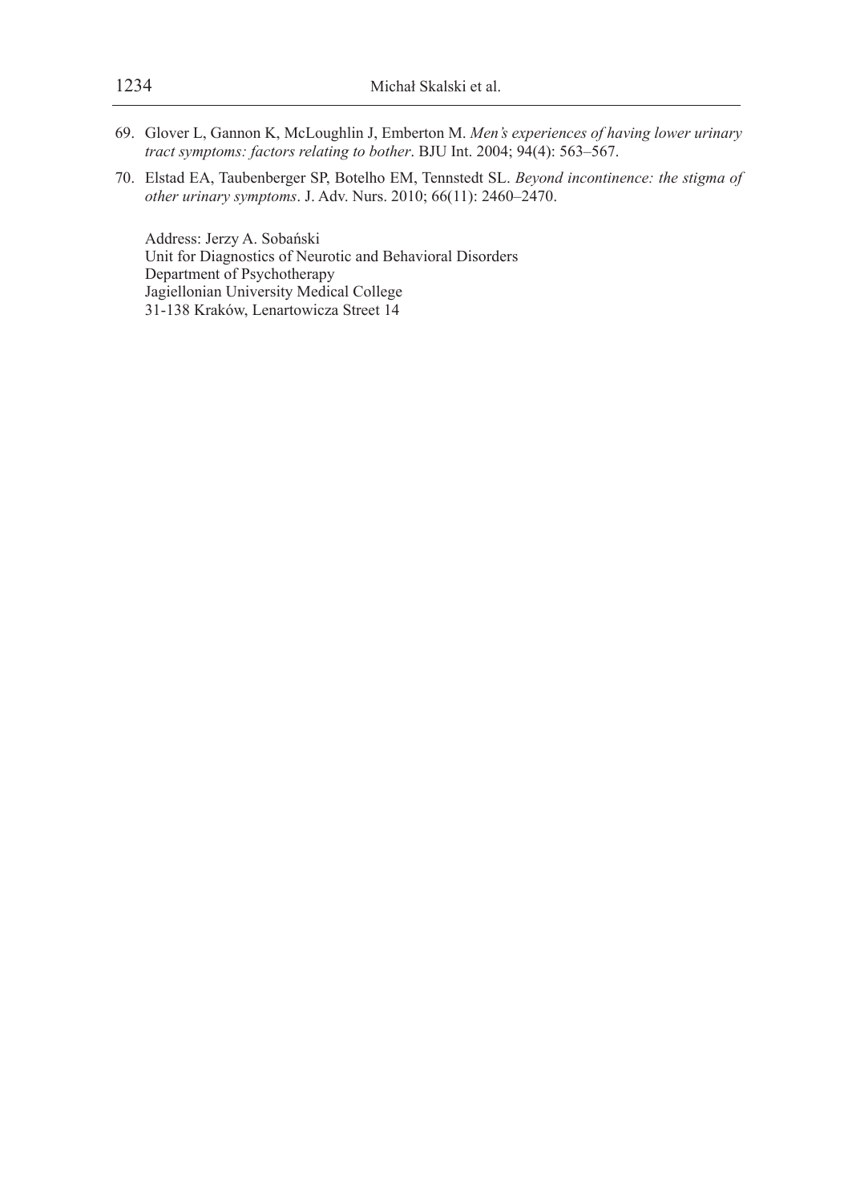69. Glover L, Gannon K, McLoughlin J, Emberton M. *Men's experiences of having lower urinary tract symptoms: factors relating to bother*. BJU Int. 2004; 94(4): 563–567.

70. Elstad EA, Taubenberger SP, Botelho EM, Tennstedt SL. *Beyond incontinence: the stigma of other urinary symptoms*. J. Adv. Nurs. 2010; 66(11): 2460–2470.

Address: Jerzy A. Sobański
Unit for Diagnostics of Neurotic and Behavioral Disorders
Department of Psychotherapy
Jagiellonian University Medical College
31-138 Kraków, Lenartowicza Street 14